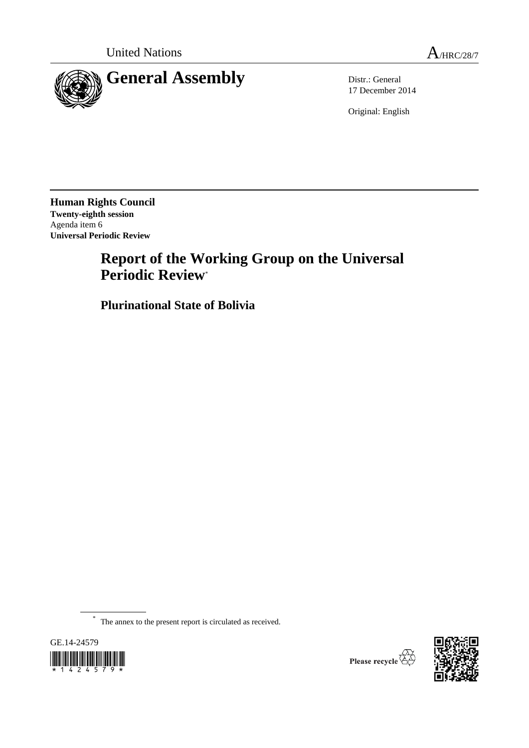United Nations

A/HRC/28/7

# General Assembly

Distr.: General
17 December 2014

Original: English

**Human Rights Council**
**Twenty-eighth session**
Agenda item 6
**Universal Periodic Review**

# Report of the Working Group on the Universal Periodic Review*

## Plurinational State of Bolivia

* The annex to the present report is circulated as received.

GE.14-24579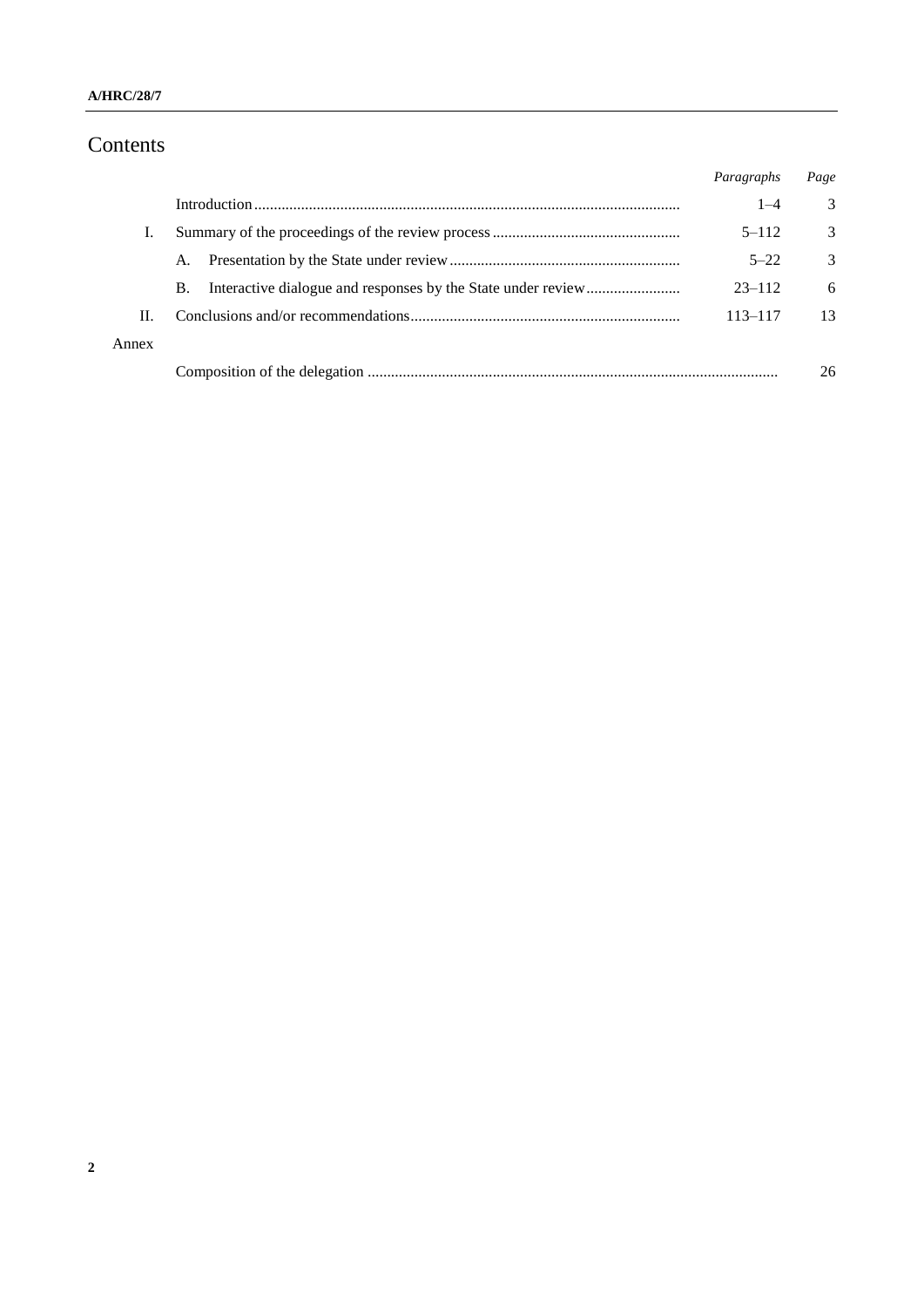# Contents

| | | *Paragraphs* | *Page* |
|---|---|---|---|
| | Introduction | 1–4 | 3 |
| I. | Summary of the proceedings of the review process | 5–112 | 3 |
| | A. Presentation by the State under review | 5–22 | 3 |
| | B. Interactive dialogue and responses by the State under review | 23–112 | 6 |
| II. | Conclusions and/or recommendations | 113–117 | 13 |
| Annex | | | |
| | Composition of the delegation | | 26 |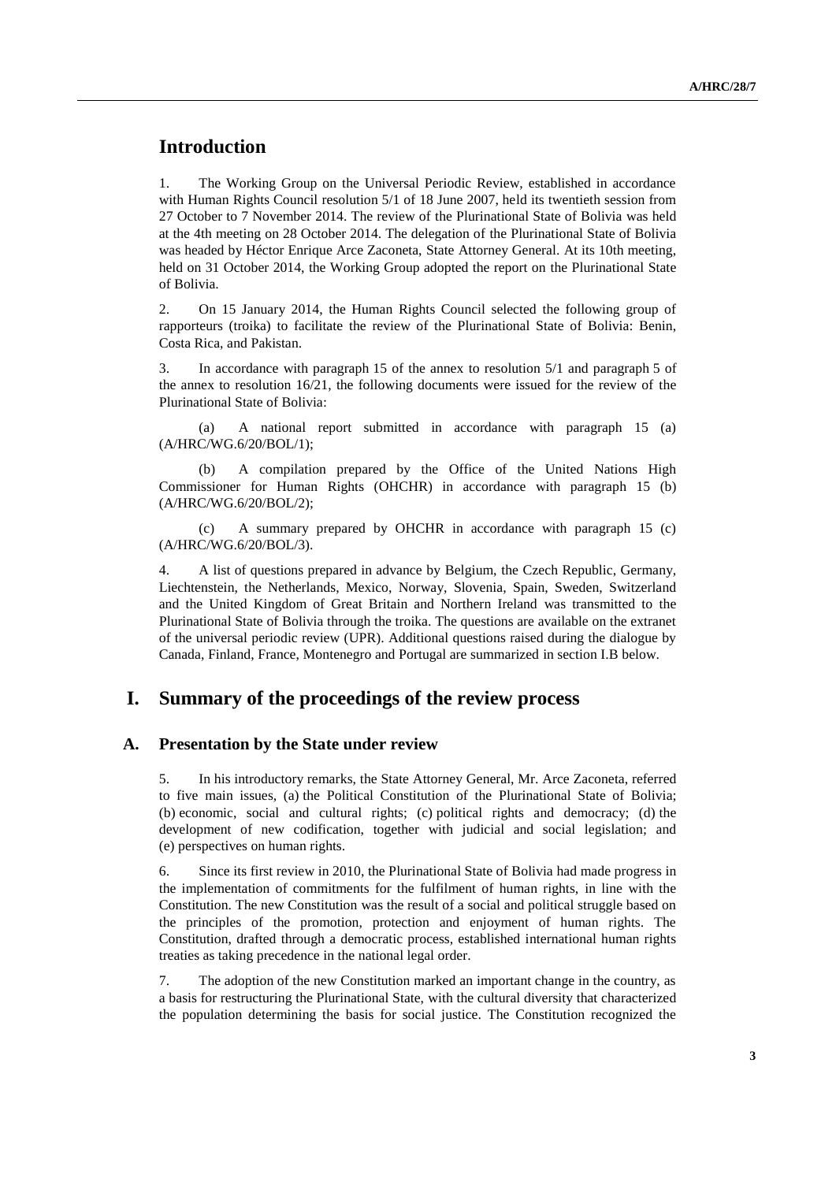# Introduction

1. The Working Group on the Universal Periodic Review, established in accordance with Human Rights Council resolution 5/1 of 18 June 2007, held its twentieth session from 27 October to 7 November 2014. The review of the Plurinational State of Bolivia was held at the 4th meeting on 28 October 2014. The delegation of the Plurinational State of Bolivia was headed by Héctor Enrique Arce Zaconeta, State Attorney General. At its 10th meeting, held on 31 October 2014, the Working Group adopted the report on the Plurinational State of Bolivia.

2. On 15 January 2014, the Human Rights Council selected the following group of rapporteurs (troika) to facilitate the review of the Plurinational State of Bolivia: Benin, Costa Rica, and Pakistan.

3. In accordance with paragraph 15 of the annex to resolution 5/1 and paragraph 5 of the annex to resolution 16/21, the following documents were issued for the review of the Plurinational State of Bolivia:

(a) A national report submitted in accordance with paragraph 15 (a) (A/HRC/WG.6/20/BOL/1);

(b) A compilation prepared by the Office of the United Nations High Commissioner for Human Rights (OHCHR) in accordance with paragraph 15 (b) (A/HRC/WG.6/20/BOL/2);

(c) A summary prepared by OHCHR in accordance with paragraph 15 (c) (A/HRC/WG.6/20/BOL/3).

4. A list of questions prepared in advance by Belgium, the Czech Republic, Germany, Liechtenstein, the Netherlands, Mexico, Norway, Slovenia, Spain, Sweden, Switzerland and the United Kingdom of Great Britain and Northern Ireland was transmitted to the Plurinational State of Bolivia through the troika. The questions are available on the extranet of the universal periodic review (UPR). Additional questions raised during the dialogue by Canada, Finland, France, Montenegro and Portugal are summarized in section I.B below.

# I. Summary of the proceedings of the review process

## A. Presentation by the State under review

5. In his introductory remarks, the State Attorney General, Mr. Arce Zaconeta, referred to five main issues, (a) the Political Constitution of the Plurinational State of Bolivia; (b) economic, social and cultural rights; (c) political rights and democracy; (d) the development of new codification, together with judicial and social legislation; and (e) perspectives on human rights.

6. Since its first review in 2010, the Plurinational State of Bolivia had made progress in the implementation of commitments for the fulfilment of human rights, in line with the Constitution. The new Constitution was the result of a social and political struggle based on the principles of the promotion, protection and enjoyment of human rights. The Constitution, drafted through a democratic process, established international human rights treaties as taking precedence in the national legal order.

7. The adoption of the new Constitution marked an important change in the country, as a basis for restructuring the Plurinational State, with the cultural diversity that characterized the population determining the basis for social justice. The Constitution recognized the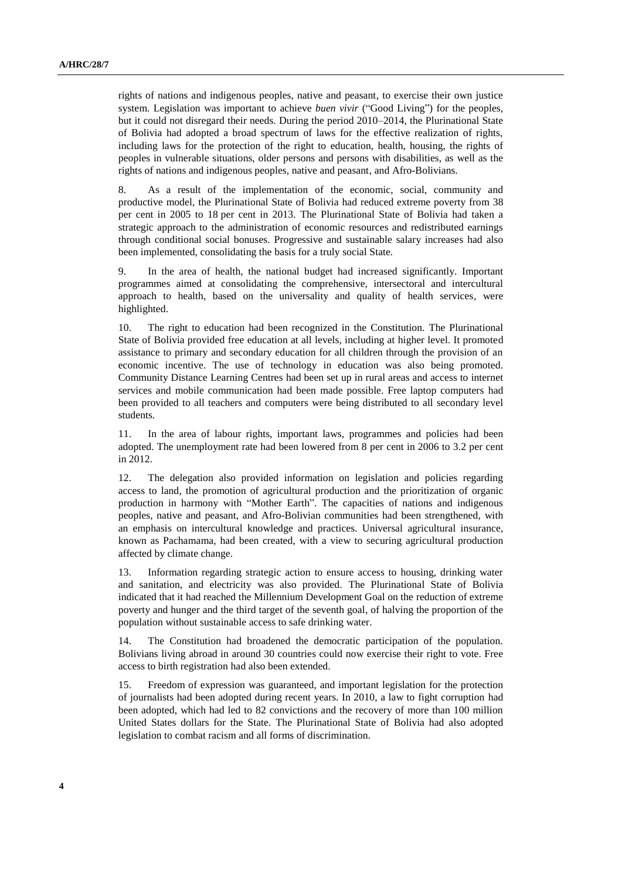rights of nations and indigenous peoples, native and peasant, to exercise their own justice system. Legislation was important to achieve *buen vivir* ("Good Living") for the peoples, but it could not disregard their needs. During the period 2010–2014, the Plurinational State of Bolivia had adopted a broad spectrum of laws for the effective realization of rights, including laws for the protection of the right to education, health, housing, the rights of peoples in vulnerable situations, older persons and persons with disabilities, as well as the rights of nations and indigenous peoples, native and peasant, and Afro-Bolivians.

8. As a result of the implementation of the economic, social, community and productive model, the Plurinational State of Bolivia had reduced extreme poverty from 38 per cent in 2005 to 18 per cent in 2013. The Plurinational State of Bolivia had taken a strategic approach to the administration of economic resources and redistributed earnings through conditional social bonuses. Progressive and sustainable salary increases had also been implemented, consolidating the basis for a truly social State.

9. In the area of health, the national budget had increased significantly. Important programmes aimed at consolidating the comprehensive, intersectoral and intercultural approach to health, based on the universality and quality of health services, were highlighted.

10. The right to education had been recognized in the Constitution. The Plurinational State of Bolivia provided free education at all levels, including at higher level. It promoted assistance to primary and secondary education for all children through the provision of an economic incentive. The use of technology in education was also being promoted. Community Distance Learning Centres had been set up in rural areas and access to internet services and mobile communication had been made possible. Free laptop computers had been provided to all teachers and computers were being distributed to all secondary level students.

11. In the area of labour rights, important laws, programmes and policies had been adopted. The unemployment rate had been lowered from 8 per cent in 2006 to 3.2 per cent in 2012.

12. The delegation also provided information on legislation and policies regarding access to land, the promotion of agricultural production and the prioritization of organic production in harmony with "Mother Earth". The capacities of nations and indigenous peoples, native and peasant, and Afro-Bolivian communities had been strengthened, with an emphasis on intercultural knowledge and practices. Universal agricultural insurance, known as Pachamama, had been created, with a view to securing agricultural production affected by climate change.

13. Information regarding strategic action to ensure access to housing, drinking water and sanitation, and electricity was also provided. The Plurinational State of Bolivia indicated that it had reached the Millennium Development Goal on the reduction of extreme poverty and hunger and the third target of the seventh goal, of halving the proportion of the population without sustainable access to safe drinking water.

14. The Constitution had broadened the democratic participation of the population. Bolivians living abroad in around 30 countries could now exercise their right to vote. Free access to birth registration had also been extended.

15. Freedom of expression was guaranteed, and important legislation for the protection of journalists had been adopted during recent years. In 2010, a law to fight corruption had been adopted, which had led to 82 convictions and the recovery of more than 100 million United States dollars for the State. The Plurinational State of Bolivia had also adopted legislation to combat racism and all forms of discrimination.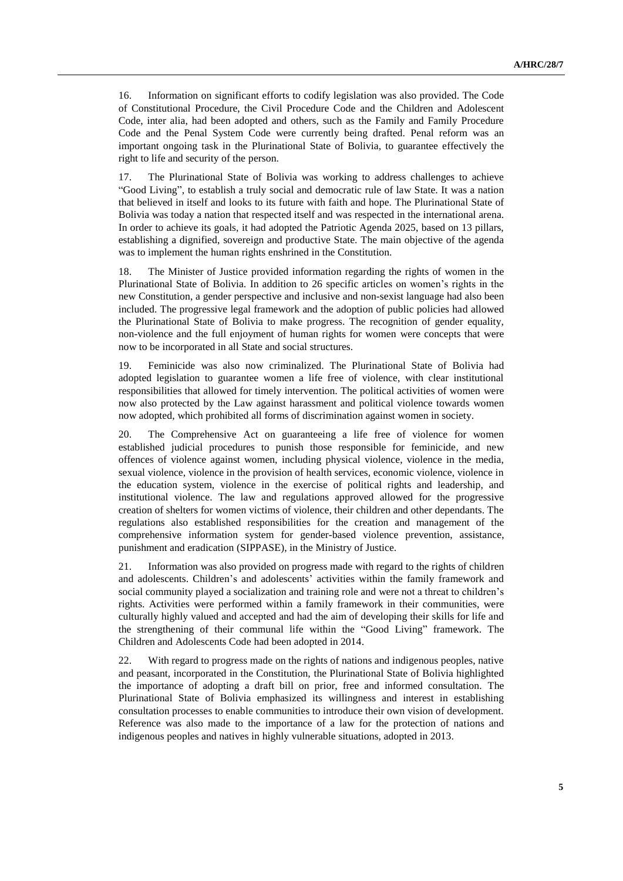16. Information on significant efforts to codify legislation was also provided. The Code of Constitutional Procedure, the Civil Procedure Code and the Children and Adolescent Code, inter alia, had been adopted and others, such as the Family and Family Procedure Code and the Penal System Code were currently being drafted. Penal reform was an important ongoing task in the Plurinational State of Bolivia, to guarantee effectively the right to life and security of the person.

17. The Plurinational State of Bolivia was working to address challenges to achieve "Good Living", to establish a truly social and democratic rule of law State. It was a nation that believed in itself and looks to its future with faith and hope. The Plurinational State of Bolivia was today a nation that respected itself and was respected in the international arena. In order to achieve its goals, it had adopted the Patriotic Agenda 2025, based on 13 pillars, establishing a dignified, sovereign and productive State. The main objective of the agenda was to implement the human rights enshrined in the Constitution.

18. The Minister of Justice provided information regarding the rights of women in the Plurinational State of Bolivia. In addition to 26 specific articles on women's rights in the new Constitution, a gender perspective and inclusive and non-sexist language had also been included. The progressive legal framework and the adoption of public policies had allowed the Plurinational State of Bolivia to make progress. The recognition of gender equality, non-violence and the full enjoyment of human rights for women were concepts that were now to be incorporated in all State and social structures.

19. Feminicide was also now criminalized. The Plurinational State of Bolivia had adopted legislation to guarantee women a life free of violence, with clear institutional responsibilities that allowed for timely intervention. The political activities of women were now also protected by the Law against harassment and political violence towards women now adopted, which prohibited all forms of discrimination against women in society.

20. The Comprehensive Act on guaranteeing a life free of violence for women established judicial procedures to punish those responsible for feminicide, and new offences of violence against women, including physical violence, violence in the media, sexual violence, violence in the provision of health services, economic violence, violence in the education system, violence in the exercise of political rights and leadership, and institutional violence. The law and regulations approved allowed for the progressive creation of shelters for women victims of violence, their children and other dependants. The regulations also established responsibilities for the creation and management of the comprehensive information system for gender-based violence prevention, assistance, punishment and eradication (SIPPASE), in the Ministry of Justice.

21. Information was also provided on progress made with regard to the rights of children and adolescents. Children's and adolescents' activities within the family framework and social community played a socialization and training role and were not a threat to children's rights. Activities were performed within a family framework in their communities, were culturally highly valued and accepted and had the aim of developing their skills for life and the strengthening of their communal life within the "Good Living" framework. The Children and Adolescents Code had been adopted in 2014.

22. With regard to progress made on the rights of nations and indigenous peoples, native and peasant, incorporated in the Constitution, the Plurinational State of Bolivia highlighted the importance of adopting a draft bill on prior, free and informed consultation. The Plurinational State of Bolivia emphasized its willingness and interest in establishing consultation processes to enable communities to introduce their own vision of development. Reference was also made to the importance of a law for the protection of nations and indigenous peoples and natives in highly vulnerable situations, adopted in 2013.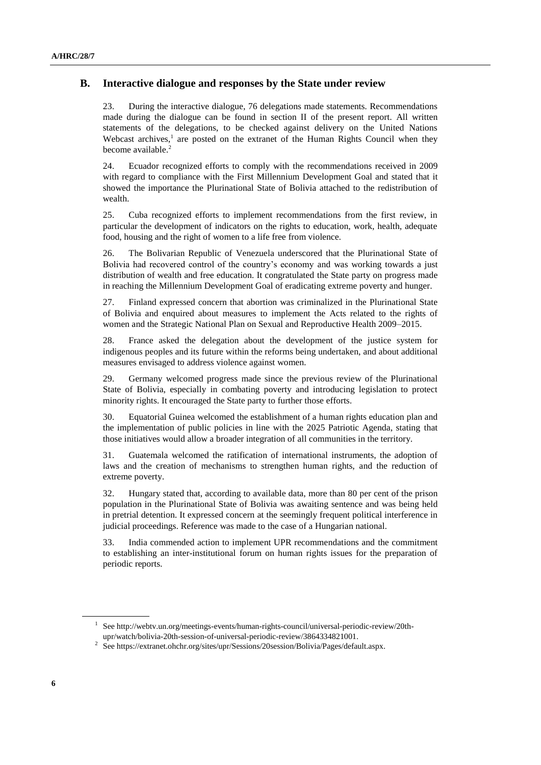## B. Interactive dialogue and responses by the State under review

23. During the interactive dialogue, 76 delegations made statements. Recommendations made during the dialogue can be found in section II of the present report. All written statements of the delegations, to be checked against delivery on the United Nations Webcast archives,[1] are posted on the extranet of the Human Rights Council when they become available.[2]

24. Ecuador recognized efforts to comply with the recommendations received in 2009 with regard to compliance with the First Millennium Development Goal and stated that it showed the importance the Plurinational State of Bolivia attached to the redistribution of wealth.

25. Cuba recognized efforts to implement recommendations from the first review, in particular the development of indicators on the rights to education, work, health, adequate food, housing and the right of women to a life free from violence.

26. The Bolivarian Republic of Venezuela underscored that the Plurinational State of Bolivia had recovered control of the country's economy and was working towards a just distribution of wealth and free education. It congratulated the State party on progress made in reaching the Millennium Development Goal of eradicating extreme poverty and hunger.

27. Finland expressed concern that abortion was criminalized in the Plurinational State of Bolivia and enquired about measures to implement the Acts related to the rights of women and the Strategic National Plan on Sexual and Reproductive Health 2009–2015.

28. France asked the delegation about the development of the justice system for indigenous peoples and its future within the reforms being undertaken, and about additional measures envisaged to address violence against women.

29. Germany welcomed progress made since the previous review of the Plurinational State of Bolivia, especially in combating poverty and introducing legislation to protect minority rights. It encouraged the State party to further those efforts.

30. Equatorial Guinea welcomed the establishment of a human rights education plan and the implementation of public policies in line with the 2025 Patriotic Agenda, stating that those initiatives would allow a broader integration of all communities in the territory.

31. Guatemala welcomed the ratification of international instruments, the adoption of laws and the creation of mechanisms to strengthen human rights, and the reduction of extreme poverty.

32. Hungary stated that, according to available data, more than 80 per cent of the prison population in the Plurinational State of Bolivia was awaiting sentence and was being held in pretrial detention. It expressed concern at the seemingly frequent political interference in judicial proceedings. Reference was made to the case of a Hungarian national.

33. India commended action to implement UPR recommendations and the commitment to establishing an inter-institutional forum on human rights issues for the preparation of periodic reports.

---

[1] See http://webtv.un.org/meetings-events/human-rights-council/universal-periodic-review/20th-upr/watch/bolivia-20th-session-of-universal-periodic-review/3864334821001.

[2] See https://extranet.ohchr.org/sites/upr/Sessions/20session/Bolivia/Pages/default.aspx.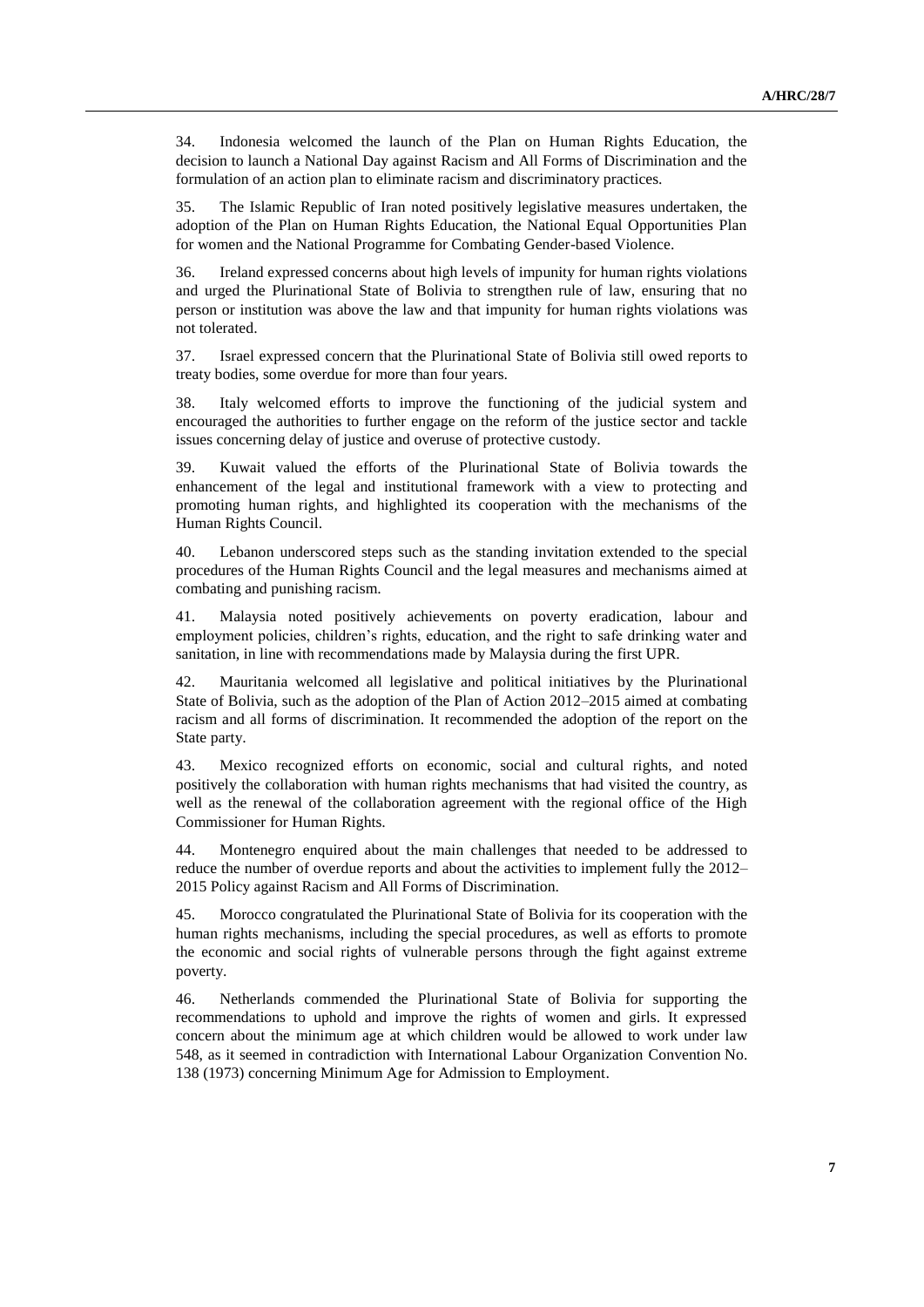34. Indonesia welcomed the launch of the Plan on Human Rights Education, the decision to launch a National Day against Racism and All Forms of Discrimination and the formulation of an action plan to eliminate racism and discriminatory practices.

35. The Islamic Republic of Iran noted positively legislative measures undertaken, the adoption of the Plan on Human Rights Education, the National Equal Opportunities Plan for women and the National Programme for Combating Gender-based Violence.

36. Ireland expressed concerns about high levels of impunity for human rights violations and urged the Plurinational State of Bolivia to strengthen rule of law, ensuring that no person or institution was above the law and that impunity for human rights violations was not tolerated.

37. Israel expressed concern that the Plurinational State of Bolivia still owed reports to treaty bodies, some overdue for more than four years.

38. Italy welcomed efforts to improve the functioning of the judicial system and encouraged the authorities to further engage on the reform of the justice sector and tackle issues concerning delay of justice and overuse of protective custody.

39. Kuwait valued the efforts of the Plurinational State of Bolivia towards the enhancement of the legal and institutional framework with a view to protecting and promoting human rights, and highlighted its cooperation with the mechanisms of the Human Rights Council.

40. Lebanon underscored steps such as the standing invitation extended to the special procedures of the Human Rights Council and the legal measures and mechanisms aimed at combating and punishing racism.

41. Malaysia noted positively achievements on poverty eradication, labour and employment policies, children's rights, education, and the right to safe drinking water and sanitation, in line with recommendations made by Malaysia during the first UPR.

42. Mauritania welcomed all legislative and political initiatives by the Plurinational State of Bolivia, such as the adoption of the Plan of Action 2012–2015 aimed at combating racism and all forms of discrimination. It recommended the adoption of the report on the State party.

43. Mexico recognized efforts on economic, social and cultural rights, and noted positively the collaboration with human rights mechanisms that had visited the country, as well as the renewal of the collaboration agreement with the regional office of the High Commissioner for Human Rights.

44. Montenegro enquired about the main challenges that needed to be addressed to reduce the number of overdue reports and about the activities to implement fully the 2012–2015 Policy against Racism and All Forms of Discrimination.

45. Morocco congratulated the Plurinational State of Bolivia for its cooperation with the human rights mechanisms, including the special procedures, as well as efforts to promote the economic and social rights of vulnerable persons through the fight against extreme poverty.

46. Netherlands commended the Plurinational State of Bolivia for supporting the recommendations to uphold and improve the rights of women and girls. It expressed concern about the minimum age at which children would be allowed to work under law 548, as it seemed in contradiction with International Labour Organization Convention No. 138 (1973) concerning Minimum Age for Admission to Employment.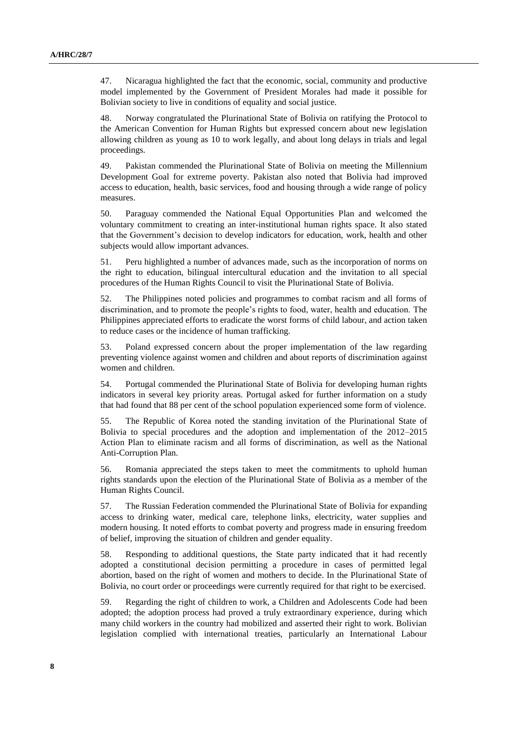47. Nicaragua highlighted the fact that the economic, social, community and productive model implemented by the Government of President Morales had made it possible for Bolivian society to live in conditions of equality and social justice.

48. Norway congratulated the Plurinational State of Bolivia on ratifying the Protocol to the American Convention for Human Rights but expressed concern about new legislation allowing children as young as 10 to work legally, and about long delays in trials and legal proceedings.

49. Pakistan commended the Plurinational State of Bolivia on meeting the Millennium Development Goal for extreme poverty. Pakistan also noted that Bolivia had improved access to education, health, basic services, food and housing through a wide range of policy measures.

50. Paraguay commended the National Equal Opportunities Plan and welcomed the voluntary commitment to creating an inter-institutional human rights space. It also stated that the Government's decision to develop indicators for education, work, health and other subjects would allow important advances.

51. Peru highlighted a number of advances made, such as the incorporation of norms on the right to education, bilingual intercultural education and the invitation to all special procedures of the Human Rights Council to visit the Plurinational State of Bolivia.

52. The Philippines noted policies and programmes to combat racism and all forms of discrimination, and to promote the people's rights to food, water, health and education. The Philippines appreciated efforts to eradicate the worst forms of child labour, and action taken to reduce cases or the incidence of human trafficking.

53. Poland expressed concern about the proper implementation of the law regarding preventing violence against women and children and about reports of discrimination against women and children.

54. Portugal commended the Plurinational State of Bolivia for developing human rights indicators in several key priority areas. Portugal asked for further information on a study that had found that 88 per cent of the school population experienced some form of violence.

55. The Republic of Korea noted the standing invitation of the Plurinational State of Bolivia to special procedures and the adoption and implementation of the 2012–2015 Action Plan to eliminate racism and all forms of discrimination, as well as the National Anti-Corruption Plan.

56. Romania appreciated the steps taken to meet the commitments to uphold human rights standards upon the election of the Plurinational State of Bolivia as a member of the Human Rights Council.

57. The Russian Federation commended the Plurinational State of Bolivia for expanding access to drinking water, medical care, telephone links, electricity, water supplies and modern housing. It noted efforts to combat poverty and progress made in ensuring freedom of belief, improving the situation of children and gender equality.

58. Responding to additional questions, the State party indicated that it had recently adopted a constitutional decision permitting a procedure in cases of permitted legal abortion, based on the right of women and mothers to decide. In the Plurinational State of Bolivia, no court order or proceedings were currently required for that right to be exercised.

59. Regarding the right of children to work, a Children and Adolescents Code had been adopted; the adoption process had proved a truly extraordinary experience, during which many child workers in the country had mobilized and asserted their right to work. Bolivian legislation complied with international treaties, particularly an International Labour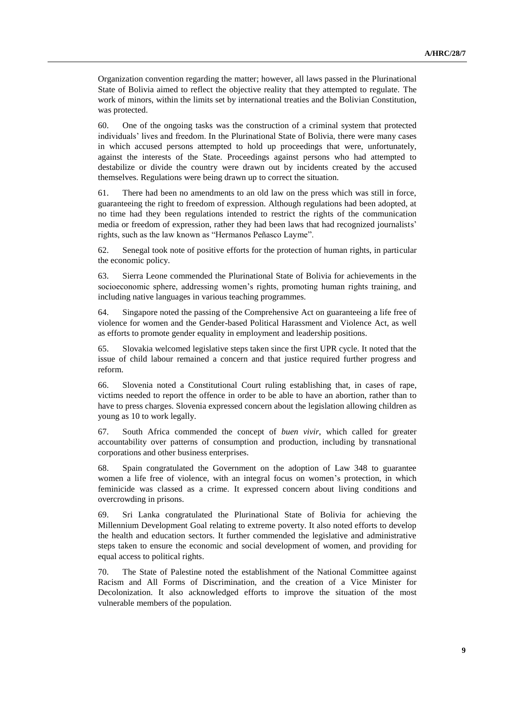Organization convention regarding the matter; however, all laws passed in the Plurinational State of Bolivia aimed to reflect the objective reality that they attempted to regulate. The work of minors, within the limits set by international treaties and the Bolivian Constitution, was protected.

60. One of the ongoing tasks was the construction of a criminal system that protected individuals' lives and freedom. In the Plurinational State of Bolivia, there were many cases in which accused persons attempted to hold up proceedings that were, unfortunately, against the interests of the State. Proceedings against persons who had attempted to destabilize or divide the country were drawn out by incidents created by the accused themselves. Regulations were being drawn up to correct the situation.

61. There had been no amendments to an old law on the press which was still in force, guaranteeing the right to freedom of expression. Although regulations had been adopted, at no time had they been regulations intended to restrict the rights of the communication media or freedom of expression, rather they had been laws that had recognized journalists' rights, such as the law known as "Hermanos Peñasco Layme".

62. Senegal took note of positive efforts for the protection of human rights, in particular the economic policy.

63. Sierra Leone commended the Plurinational State of Bolivia for achievements in the socioeconomic sphere, addressing women's rights, promoting human rights training, and including native languages in various teaching programmes.

64. Singapore noted the passing of the Comprehensive Act on guaranteeing a life free of violence for women and the Gender-based Political Harassment and Violence Act, as well as efforts to promote gender equality in employment and leadership positions.

65. Slovakia welcomed legislative steps taken since the first UPR cycle. It noted that the issue of child labour remained a concern and that justice required further progress and reform.

66. Slovenia noted a Constitutional Court ruling establishing that, in cases of rape, victims needed to report the offence in order to be able to have an abortion, rather than to have to press charges. Slovenia expressed concern about the legislation allowing children as young as 10 to work legally.

67. South Africa commended the concept of *buen vivir*, which called for greater accountability over patterns of consumption and production, including by transnational corporations and other business enterprises.

68. Spain congratulated the Government on the adoption of Law 348 to guarantee women a life free of violence, with an integral focus on women's protection, in which feminicide was classed as a crime. It expressed concern about living conditions and overcrowding in prisons.

69. Sri Lanka congratulated the Plurinational State of Bolivia for achieving the Millennium Development Goal relating to extreme poverty. It also noted efforts to develop the health and education sectors. It further commended the legislative and administrative steps taken to ensure the economic and social development of women, and providing for equal access to political rights.

70. The State of Palestine noted the establishment of the National Committee against Racism and All Forms of Discrimination, and the creation of a Vice Minister for Decolonization. It also acknowledged efforts to improve the situation of the most vulnerable members of the population.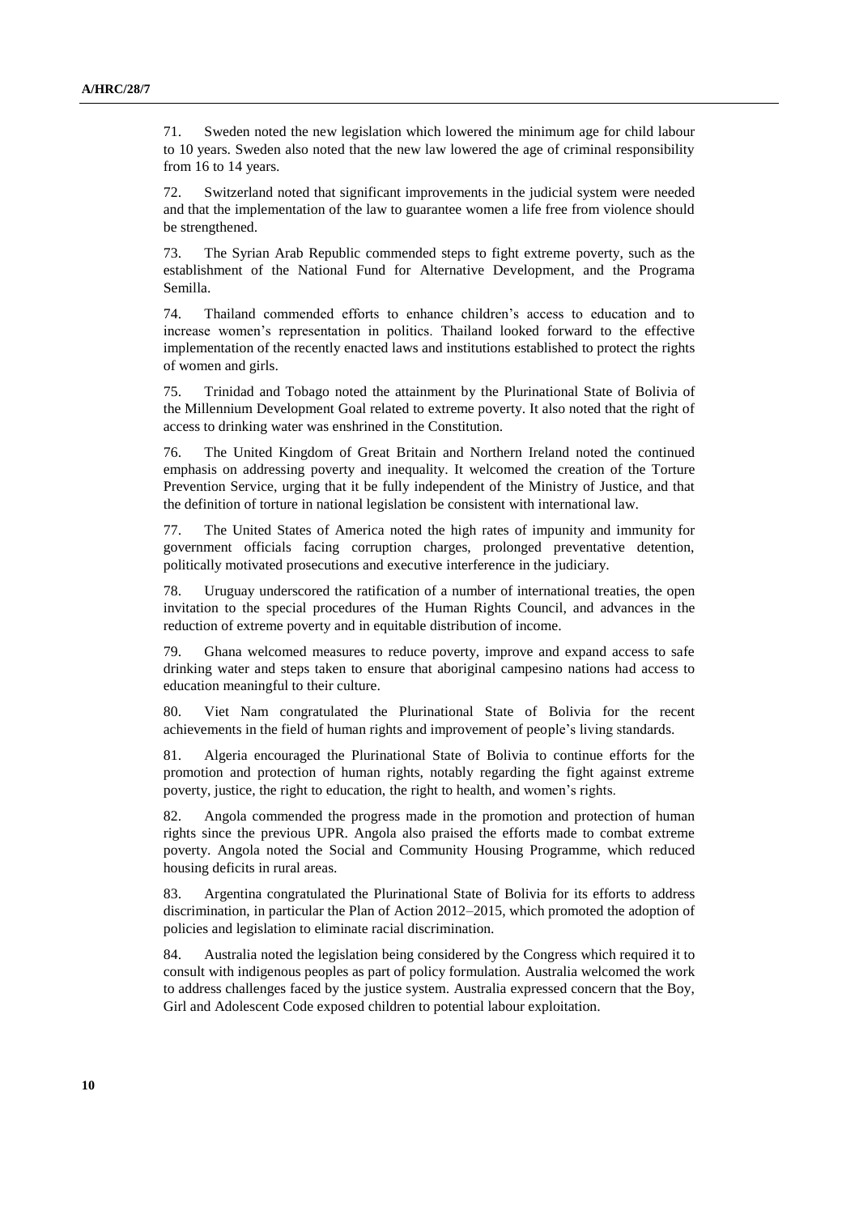71. Sweden noted the new legislation which lowered the minimum age for child labour to 10 years. Sweden also noted that the new law lowered the age of criminal responsibility from 16 to 14 years.

72. Switzerland noted that significant improvements in the judicial system were needed and that the implementation of the law to guarantee women a life free from violence should be strengthened.

73. The Syrian Arab Republic commended steps to fight extreme poverty, such as the establishment of the National Fund for Alternative Development, and the Programa Semilla.

74. Thailand commended efforts to enhance children's access to education and to increase women's representation in politics. Thailand looked forward to the effective implementation of the recently enacted laws and institutions established to protect the rights of women and girls.

75. Trinidad and Tobago noted the attainment by the Plurinational State of Bolivia of the Millennium Development Goal related to extreme poverty. It also noted that the right of access to drinking water was enshrined in the Constitution.

76. The United Kingdom of Great Britain and Northern Ireland noted the continued emphasis on addressing poverty and inequality. It welcomed the creation of the Torture Prevention Service, urging that it be fully independent of the Ministry of Justice, and that the definition of torture in national legislation be consistent with international law.

77. The United States of America noted the high rates of impunity and immunity for government officials facing corruption charges, prolonged preventative detention, politically motivated prosecutions and executive interference in the judiciary.

78. Uruguay underscored the ratification of a number of international treaties, the open invitation to the special procedures of the Human Rights Council, and advances in the reduction of extreme poverty and in equitable distribution of income.

79. Ghana welcomed measures to reduce poverty, improve and expand access to safe drinking water and steps taken to ensure that aboriginal campesino nations had access to education meaningful to their culture.

80. Viet Nam congratulated the Plurinational State of Bolivia for the recent achievements in the field of human rights and improvement of people's living standards.

81. Algeria encouraged the Plurinational State of Bolivia to continue efforts for the promotion and protection of human rights, notably regarding the fight against extreme poverty, justice, the right to education, the right to health, and women's rights.

82. Angola commended the progress made in the promotion and protection of human rights since the previous UPR. Angola also praised the efforts made to combat extreme poverty. Angola noted the Social and Community Housing Programme, which reduced housing deficits in rural areas.

83. Argentina congratulated the Plurinational State of Bolivia for its efforts to address discrimination, in particular the Plan of Action 2012–2015, which promoted the adoption of policies and legislation to eliminate racial discrimination.

84. Australia noted the legislation being considered by the Congress which required it to consult with indigenous peoples as part of policy formulation. Australia welcomed the work to address challenges faced by the justice system. Australia expressed concern that the Boy, Girl and Adolescent Code exposed children to potential labour exploitation.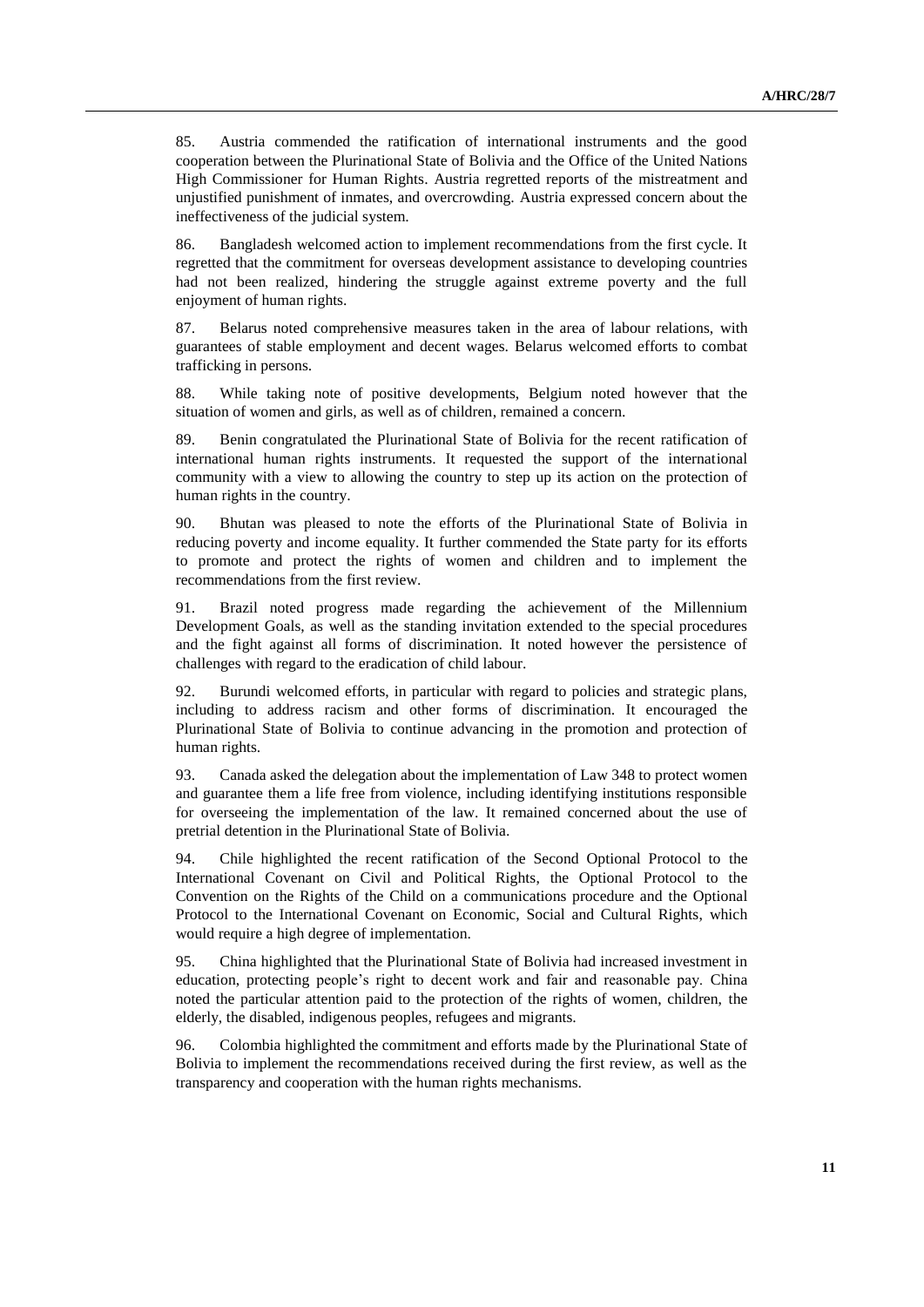85. Austria commended the ratification of international instruments and the good cooperation between the Plurinational State of Bolivia and the Office of the United Nations High Commissioner for Human Rights. Austria regretted reports of the mistreatment and unjustified punishment of inmates, and overcrowding. Austria expressed concern about the ineffectiveness of the judicial system.

86. Bangladesh welcomed action to implement recommendations from the first cycle. It regretted that the commitment for overseas development assistance to developing countries had not been realized, hindering the struggle against extreme poverty and the full enjoyment of human rights.

87. Belarus noted comprehensive measures taken in the area of labour relations, with guarantees of stable employment and decent wages. Belarus welcomed efforts to combat trafficking in persons.

88. While taking note of positive developments, Belgium noted however that the situation of women and girls, as well as of children, remained a concern.

89. Benin congratulated the Plurinational State of Bolivia for the recent ratification of international human rights instruments. It requested the support of the international community with a view to allowing the country to step up its action on the protection of human rights in the country.

90. Bhutan was pleased to note the efforts of the Plurinational State of Bolivia in reducing poverty and income equality. It further commended the State party for its efforts to promote and protect the rights of women and children and to implement the recommendations from the first review.

91. Brazil noted progress made regarding the achievement of the Millennium Development Goals, as well as the standing invitation extended to the special procedures and the fight against all forms of discrimination. It noted however the persistence of challenges with regard to the eradication of child labour.

92. Burundi welcomed efforts, in particular with regard to policies and strategic plans, including to address racism and other forms of discrimination. It encouraged the Plurinational State of Bolivia to continue advancing in the promotion and protection of human rights.

93. Canada asked the delegation about the implementation of Law 348 to protect women and guarantee them a life free from violence, including identifying institutions responsible for overseeing the implementation of the law. It remained concerned about the use of pretrial detention in the Plurinational State of Bolivia.

94. Chile highlighted the recent ratification of the Second Optional Protocol to the International Covenant on Civil and Political Rights, the Optional Protocol to the Convention on the Rights of the Child on a communications procedure and the Optional Protocol to the International Covenant on Economic, Social and Cultural Rights, which would require a high degree of implementation.

95. China highlighted that the Plurinational State of Bolivia had increased investment in education, protecting people's right to decent work and fair and reasonable pay. China noted the particular attention paid to the protection of the rights of women, children, the elderly, the disabled, indigenous peoples, refugees and migrants.

96. Colombia highlighted the commitment and efforts made by the Plurinational State of Bolivia to implement the recommendations received during the first review, as well as the transparency and cooperation with the human rights mechanisms.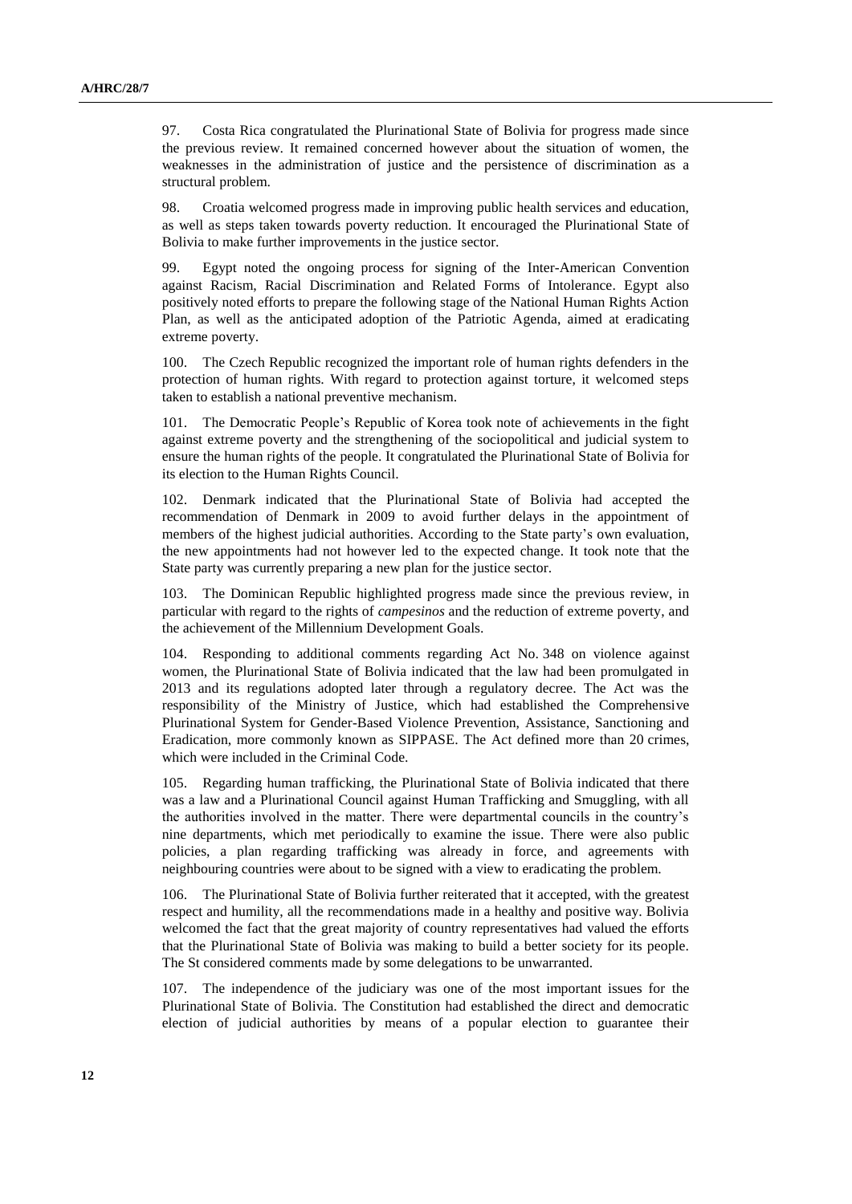97. Costa Rica congratulated the Plurinational State of Bolivia for progress made since the previous review. It remained concerned however about the situation of women, the weaknesses in the administration of justice and the persistence of discrimination as a structural problem.

98. Croatia welcomed progress made in improving public health services and education, as well as steps taken towards poverty reduction. It encouraged the Plurinational State of Bolivia to make further improvements in the justice sector.

99. Egypt noted the ongoing process for signing of the Inter-American Convention against Racism, Racial Discrimination and Related Forms of Intolerance. Egypt also positively noted efforts to prepare the following stage of the National Human Rights Action Plan, as well as the anticipated adoption of the Patriotic Agenda, aimed at eradicating extreme poverty.

100. The Czech Republic recognized the important role of human rights defenders in the protection of human rights. With regard to protection against torture, it welcomed steps taken to establish a national preventive mechanism.

101. The Democratic People's Republic of Korea took note of achievements in the fight against extreme poverty and the strengthening of the sociopolitical and judicial system to ensure the human rights of the people. It congratulated the Plurinational State of Bolivia for its election to the Human Rights Council.

102. Denmark indicated that the Plurinational State of Bolivia had accepted the recommendation of Denmark in 2009 to avoid further delays in the appointment of members of the highest judicial authorities. According to the State party's own evaluation, the new appointments had not however led to the expected change. It took note that the State party was currently preparing a new plan for the justice sector.

103. The Dominican Republic highlighted progress made since the previous review, in particular with regard to the rights of *campesinos* and the reduction of extreme poverty, and the achievement of the Millennium Development Goals.

104. Responding to additional comments regarding Act No. 348 on violence against women, the Plurinational State of Bolivia indicated that the law had been promulgated in 2013 and its regulations adopted later through a regulatory decree. The Act was the responsibility of the Ministry of Justice, which had established the Comprehensive Plurinational System for Gender-Based Violence Prevention, Assistance, Sanctioning and Eradication, more commonly known as SIPPASE. The Act defined more than 20 crimes, which were included in the Criminal Code.

105. Regarding human trafficking, the Plurinational State of Bolivia indicated that there was a law and a Plurinational Council against Human Trafficking and Smuggling, with all the authorities involved in the matter. There were departmental councils in the country's nine departments, which met periodically to examine the issue. There were also public policies, a plan regarding trafficking was already in force, and agreements with neighbouring countries were about to be signed with a view to eradicating the problem.

106. The Plurinational State of Bolivia further reiterated that it accepted, with the greatest respect and humility, all the recommendations made in a healthy and positive way. Bolivia welcomed the fact that the great majority of country representatives had valued the efforts that the Plurinational State of Bolivia was making to build a better society for its people. The St considered comments made by some delegations to be unwarranted.

107. The independence of the judiciary was one of the most important issues for the Plurinational State of Bolivia. The Constitution had established the direct and democratic election of judicial authorities by means of a popular election to guarantee their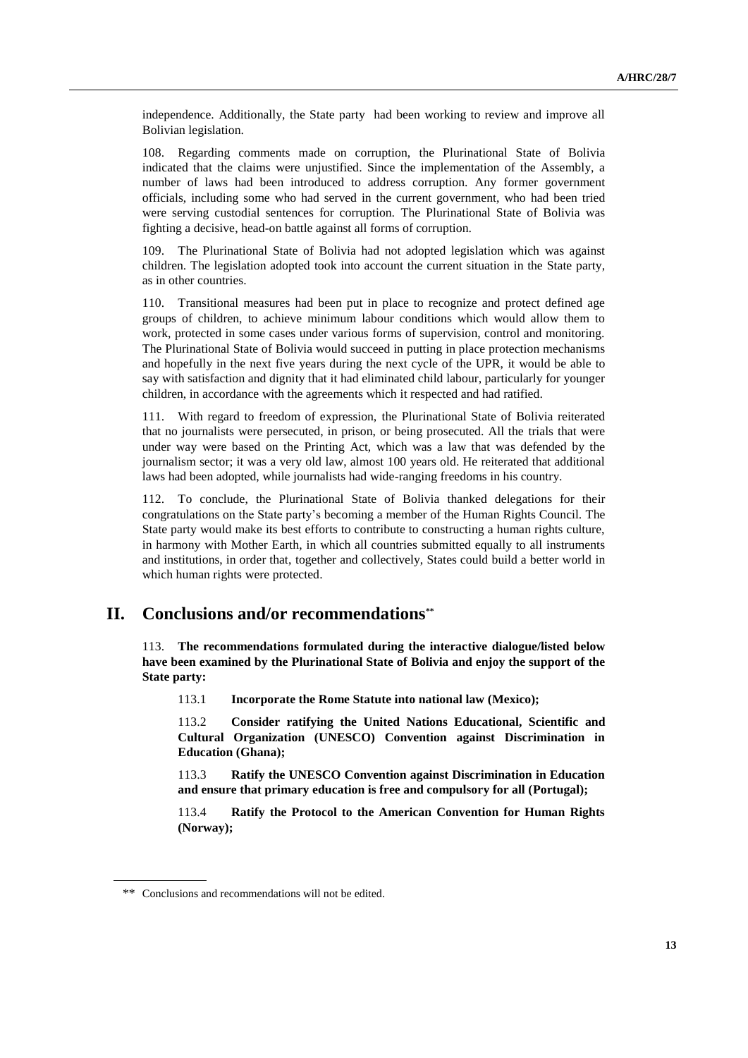independence. Additionally, the State party had been working to review and improve all Bolivian legislation.

108. Regarding comments made on corruption, the Plurinational State of Bolivia indicated that the claims were unjustified. Since the implementation of the Assembly, a number of laws had been introduced to address corruption. Any former government officials, including some who had served in the current government, who had been tried were serving custodial sentences for corruption. The Plurinational State of Bolivia was fighting a decisive, head-on battle against all forms of corruption.

109. The Plurinational State of Bolivia had not adopted legislation which was against children. The legislation adopted took into account the current situation in the State party, as in other countries.

110. Transitional measures had been put in place to recognize and protect defined age groups of children, to achieve minimum labour conditions which would allow them to work, protected in some cases under various forms of supervision, control and monitoring. The Plurinational State of Bolivia would succeed in putting in place protection mechanisms and hopefully in the next five years during the next cycle of the UPR, it would be able to say with satisfaction and dignity that it had eliminated child labour, particularly for younger children, in accordance with the agreements which it respected and had ratified.

111. With regard to freedom of expression, the Plurinational State of Bolivia reiterated that no journalists were persecuted, in prison, or being prosecuted. All the trials that were under way were based on the Printing Act, which was a law that was defended by the journalism sector; it was a very old law, almost 100 years old. He reiterated that additional laws had been adopted, while journalists had wide-ranging freedoms in his country.

112. To conclude, the Plurinational State of Bolivia thanked delegations for their congratulations on the State party's becoming a member of the Human Rights Council. The State party would make its best efforts to contribute to constructing a human rights culture, in harmony with Mother Earth, in which all countries submitted equally to all instruments and institutions, in order that, together and collectively, States could build a better world in which human rights were protected.

# II. Conclusions and/or recommendations**

113. **The recommendations formulated during the interactive dialogue/listed below have been examined by the Plurinational State of Bolivia and enjoy the support of the State party:**

113.1 **Incorporate the Rome Statute into national law (Mexico);**

113.2 **Consider ratifying the United Nations Educational, Scientific and Cultural Organization (UNESCO) Convention against Discrimination in Education (Ghana);**

113.3 **Ratify the UNESCO Convention against Discrimination in Education and ensure that primary education is free and compulsory for all (Portugal);**

113.4 **Ratify the Protocol to the American Convention for Human Rights (Norway);**

** Conclusions and recommendations will not be edited.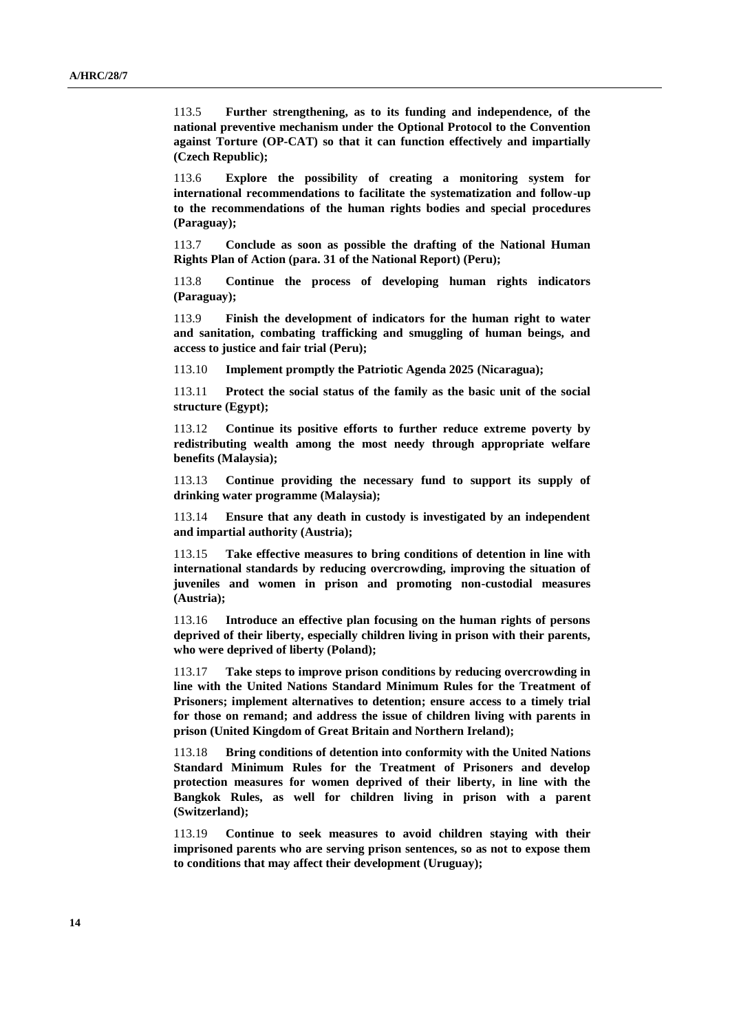113.5 **Further strengthening, as to its funding and independence, of the national preventive mechanism under the Optional Protocol to the Convention against Torture (OP-CAT) so that it can function effectively and impartially (Czech Republic);**

113.6 **Explore the possibility of creating a monitoring system for international recommendations to facilitate the systematization and follow-up to the recommendations of the human rights bodies and special procedures (Paraguay);**

113.7 **Conclude as soon as possible the drafting of the National Human Rights Plan of Action (para. 31 of the National Report) (Peru);**

113.8 **Continue the process of developing human rights indicators (Paraguay);**

113.9 **Finish the development of indicators for the human right to water and sanitation, combating trafficking and smuggling of human beings, and access to justice and fair trial (Peru);**

113.10 **Implement promptly the Patriotic Agenda 2025 (Nicaragua);**

113.11 **Protect the social status of the family as the basic unit of the social structure (Egypt);**

113.12 **Continue its positive efforts to further reduce extreme poverty by redistributing wealth among the most needy through appropriate welfare benefits (Malaysia);**

113.13 **Continue providing the necessary fund to support its supply of drinking water programme (Malaysia);**

113.14 **Ensure that any death in custody is investigated by an independent and impartial authority (Austria);**

113.15 **Take effective measures to bring conditions of detention in line with international standards by reducing overcrowding, improving the situation of juveniles and women in prison and promoting non-custodial measures (Austria);**

113.16 **Introduce an effective plan focusing on the human rights of persons deprived of their liberty, especially children living in prison with their parents, who were deprived of liberty (Poland);**

113.17 **Take steps to improve prison conditions by reducing overcrowding in line with the United Nations Standard Minimum Rules for the Treatment of Prisoners; implement alternatives to detention; ensure access to a timely trial for those on remand; and address the issue of children living with parents in prison (United Kingdom of Great Britain and Northern Ireland);**

113.18 **Bring conditions of detention into conformity with the United Nations Standard Minimum Rules for the Treatment of Prisoners and develop protection measures for women deprived of their liberty, in line with the Bangkok Rules, as well for children living in prison with a parent (Switzerland);**

113.19 **Continue to seek measures to avoid children staying with their imprisoned parents who are serving prison sentences, so as not to expose them to conditions that may affect their development (Uruguay);**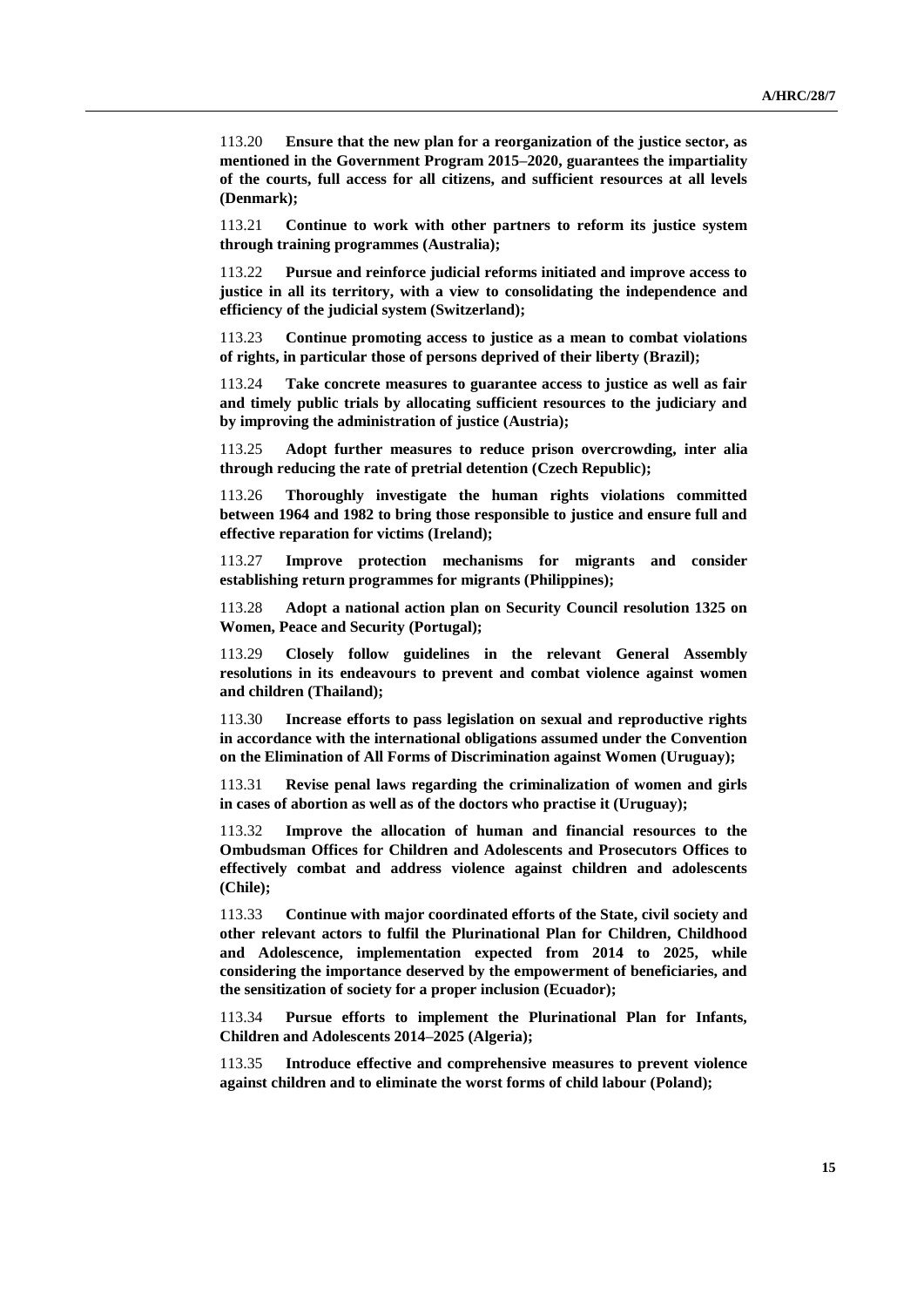113.20 **Ensure that the new plan for a reorganization of the justice sector, as mentioned in the Government Program 2015–2020, guarantees the impartiality of the courts, full access for all citizens, and sufficient resources at all levels (Denmark);**

113.21 **Continue to work with other partners to reform its justice system through training programmes (Australia);**

113.22 **Pursue and reinforce judicial reforms initiated and improve access to justice in all its territory, with a view to consolidating the independence and efficiency of the judicial system (Switzerland);**

113.23 **Continue promoting access to justice as a mean to combat violations of rights, in particular those of persons deprived of their liberty (Brazil);**

113.24 **Take concrete measures to guarantee access to justice as well as fair and timely public trials by allocating sufficient resources to the judiciary and by improving the administration of justice (Austria);**

113.25 **Adopt further measures to reduce prison overcrowding, inter alia through reducing the rate of pretrial detention (Czech Republic);**

113.26 **Thoroughly investigate the human rights violations committed between 1964 and 1982 to bring those responsible to justice and ensure full and effective reparation for victims (Ireland);**

113.27 **Improve protection mechanisms for migrants and consider establishing return programmes for migrants (Philippines);**

113.28 **Adopt a national action plan on Security Council resolution 1325 on Women, Peace and Security (Portugal);**

113.29 **Closely follow guidelines in the relevant General Assembly resolutions in its endeavours to prevent and combat violence against women and children (Thailand);**

113.30 **Increase efforts to pass legislation on sexual and reproductive rights in accordance with the international obligations assumed under the Convention on the Elimination of All Forms of Discrimination against Women (Uruguay);**

113.31 **Revise penal laws regarding the criminalization of women and girls in cases of abortion as well as of the doctors who practise it (Uruguay);**

113.32 **Improve the allocation of human and financial resources to the Ombudsman Offices for Children and Adolescents and Prosecutors Offices to effectively combat and address violence against children and adolescents (Chile);**

113.33 **Continue with major coordinated efforts of the State, civil society and other relevant actors to fulfil the Plurinational Plan for Children, Childhood and Adolescence, implementation expected from 2014 to 2025, while considering the importance deserved by the empowerment of beneficiaries, and the sensitization of society for a proper inclusion (Ecuador);**

113.34 **Pursue efforts to implement the Plurinational Plan for Infants, Children and Adolescents 2014–2025 (Algeria);**

113.35 **Introduce effective and comprehensive measures to prevent violence against children and to eliminate the worst forms of child labour (Poland);**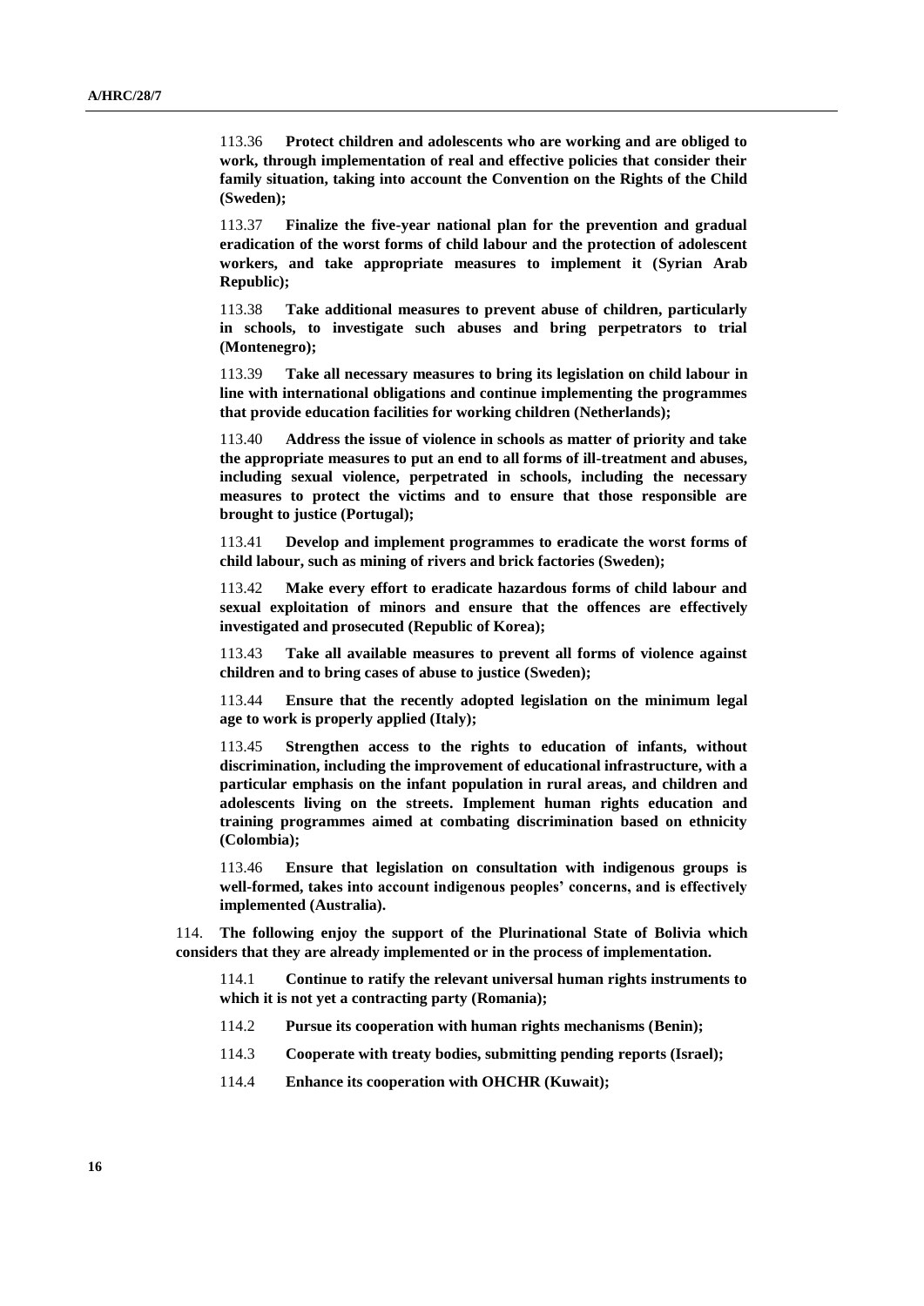113.36 **Protect children and adolescents who are working and are obliged to work, through implementation of real and effective policies that consider their family situation, taking into account the Convention on the Rights of the Child (Sweden);**

113.37 **Finalize the five-year national plan for the prevention and gradual eradication of the worst forms of child labour and the protection of adolescent workers, and take appropriate measures to implement it (Syrian Arab Republic);**

113.38 **Take additional measures to prevent abuse of children, particularly in schools, to investigate such abuses and bring perpetrators to trial (Montenegro);**

113.39 **Take all necessary measures to bring its legislation on child labour in line with international obligations and continue implementing the programmes that provide education facilities for working children (Netherlands);**

113.40 **Address the issue of violence in schools as matter of priority and take the appropriate measures to put an end to all forms of ill-treatment and abuses, including sexual violence, perpetrated in schools, including the necessary measures to protect the victims and to ensure that those responsible are brought to justice (Portugal);**

113.41 **Develop and implement programmes to eradicate the worst forms of child labour, such as mining of rivers and brick factories (Sweden);**

113.42 **Make every effort to eradicate hazardous forms of child labour and sexual exploitation of minors and ensure that the offences are effectively investigated and prosecuted (Republic of Korea);**

113.43 **Take all available measures to prevent all forms of violence against children and to bring cases of abuse to justice (Sweden);**

113.44 **Ensure that the recently adopted legislation on the minimum legal age to work is properly applied (Italy);**

113.45 **Strengthen access to the rights to education of infants, without discrimination, including the improvement of educational infrastructure, with a particular emphasis on the infant population in rural areas, and children and adolescents living on the streets. Implement human rights education and training programmes aimed at combating discrimination based on ethnicity (Colombia);**

113.46 **Ensure that legislation on consultation with indigenous groups is well-formed, takes into account indigenous peoples' concerns, and is effectively implemented (Australia).**

114. **The following enjoy the support of the Plurinational State of Bolivia which considers that they are already implemented or in the process of implementation.**

114.1 **Continue to ratify the relevant universal human rights instruments to which it is not yet a contracting party (Romania);**

114.2 **Pursue its cooperation with human rights mechanisms (Benin);**

114.3 **Cooperate with treaty bodies, submitting pending reports (Israel);**

114.4 **Enhance its cooperation with OHCHR (Kuwait);**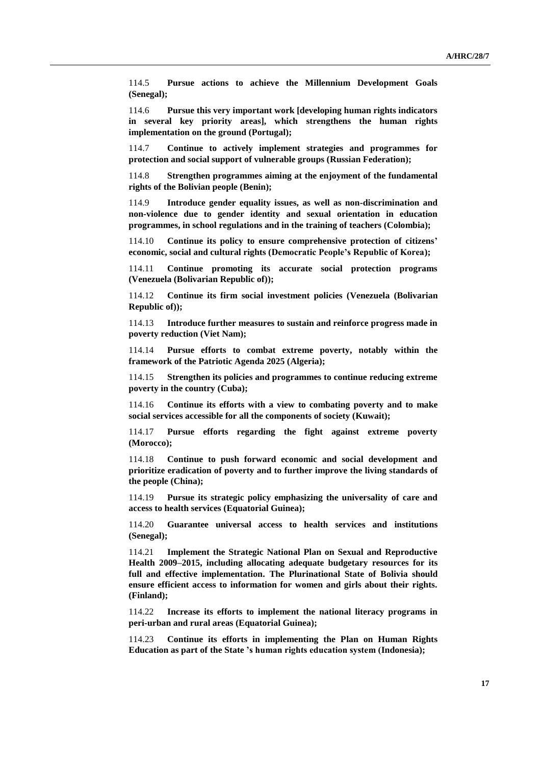114.5 **Pursue actions to achieve the Millennium Development Goals (Senegal);**

114.6 **Pursue this very important work [developing human rights indicators in several key priority areas], which strengthens the human rights implementation on the ground (Portugal);**

114.7 **Continue to actively implement strategies and programmes for protection and social support of vulnerable groups (Russian Federation);**

114.8 **Strengthen programmes aiming at the enjoyment of the fundamental rights of the Bolivian people (Benin);**

114.9 **Introduce gender equality issues, as well as non-discrimination and non-violence due to gender identity and sexual orientation in education programmes, in school regulations and in the training of teachers (Colombia);**

114.10 **Continue its policy to ensure comprehensive protection of citizens' economic, social and cultural rights (Democratic People's Republic of Korea);**

114.11 **Continue promoting its accurate social protection programs (Venezuela (Bolivarian Republic of));**

114.12 **Continue its firm social investment policies (Venezuela (Bolivarian Republic of));**

114.13 **Introduce further measures to sustain and reinforce progress made in poverty reduction (Viet Nam);**

114.14 **Pursue efforts to combat extreme poverty, notably within the framework of the Patriotic Agenda 2025 (Algeria);**

114.15 **Strengthen its policies and programmes to continue reducing extreme poverty in the country (Cuba);**

114.16 **Continue its efforts with a view to combating poverty and to make social services accessible for all the components of society (Kuwait);**

114.17 **Pursue efforts regarding the fight against extreme poverty (Morocco);**

114.18 **Continue to push forward economic and social development and prioritize eradication of poverty and to further improve the living standards of the people (China);**

114.19 **Pursue its strategic policy emphasizing the universality of care and access to health services (Equatorial Guinea);**

114.20 **Guarantee universal access to health services and institutions (Senegal);**

114.21 **Implement the Strategic National Plan on Sexual and Reproductive Health 2009–2015, including allocating adequate budgetary resources for its full and effective implementation. The Plurinational State of Bolivia should ensure efficient access to information for women and girls about their rights. (Finland);**

114.22 **Increase its efforts to implement the national literacy programs in peri-urban and rural areas (Equatorial Guinea);**

114.23 **Continue its efforts in implementing the Plan on Human Rights Education as part of the State 's human rights education system (Indonesia);**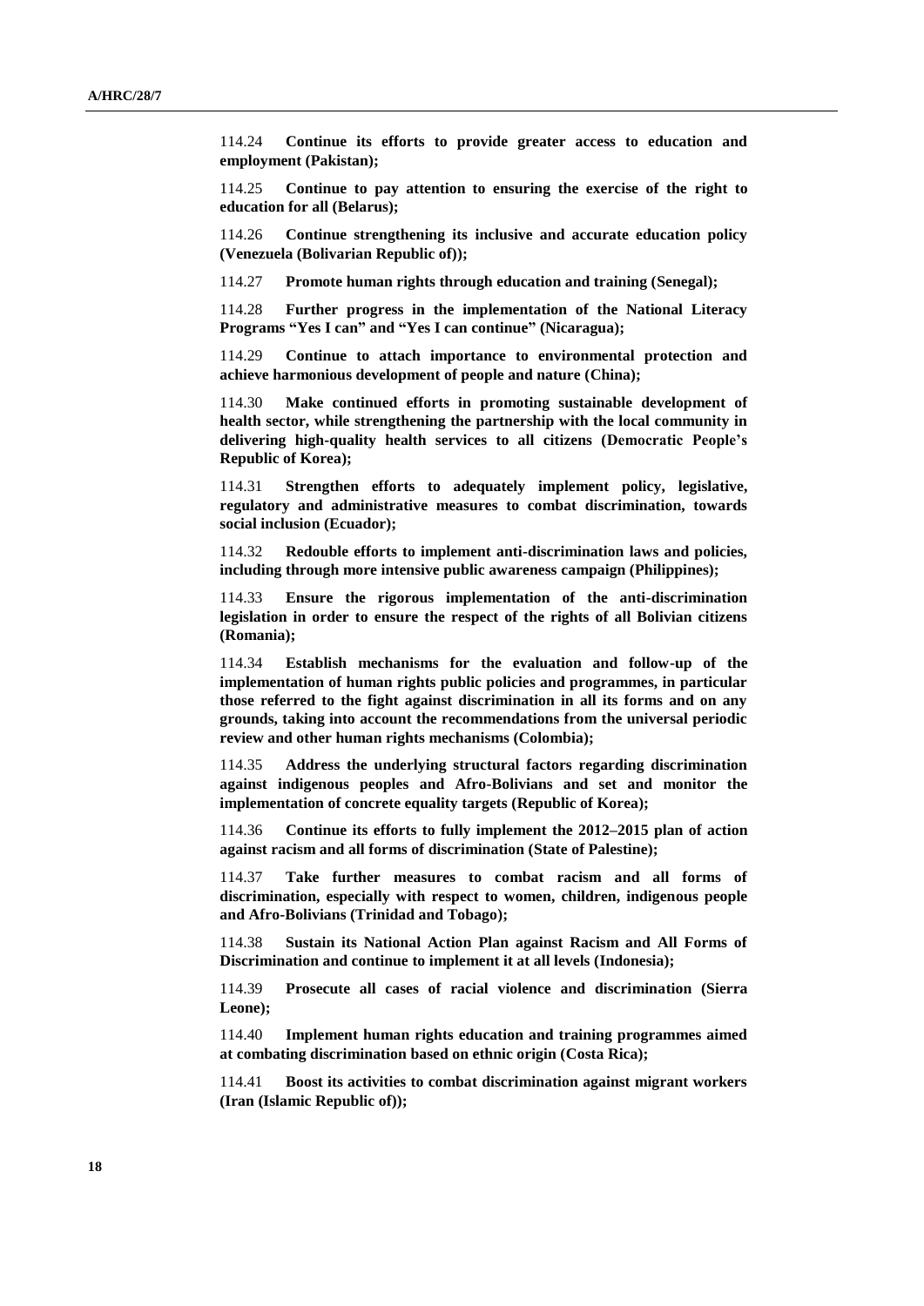114.24 **Continue its efforts to provide greater access to education and employment (Pakistan);**

114.25 **Continue to pay attention to ensuring the exercise of the right to education for all (Belarus);**

114.26 **Continue strengthening its inclusive and accurate education policy (Venezuela (Bolivarian Republic of));**

114.27 **Promote human rights through education and training (Senegal);**

114.28 **Further progress in the implementation of the National Literacy Programs "Yes I can" and "Yes I can continue" (Nicaragua);**

114.29 **Continue to attach importance to environmental protection and achieve harmonious development of people and nature (China);**

114.30 **Make continued efforts in promoting sustainable development of health sector, while strengthening the partnership with the local community in delivering high-quality health services to all citizens (Democratic People's Republic of Korea);**

114.31 **Strengthen efforts to adequately implement policy, legislative, regulatory and administrative measures to combat discrimination, towards social inclusion (Ecuador);**

114.32 **Redouble efforts to implement anti-discrimination laws and policies, including through more intensive public awareness campaign (Philippines);**

114.33 **Ensure the rigorous implementation of the anti-discrimination legislation in order to ensure the respect of the rights of all Bolivian citizens (Romania);**

114.34 **Establish mechanisms for the evaluation and follow-up of the implementation of human rights public policies and programmes, in particular those referred to the fight against discrimination in all its forms and on any grounds, taking into account the recommendations from the universal periodic review and other human rights mechanisms (Colombia);**

114.35 **Address the underlying structural factors regarding discrimination against indigenous peoples and Afro-Bolivians and set and monitor the implementation of concrete equality targets (Republic of Korea);**

114.36 **Continue its efforts to fully implement the 2012–2015 plan of action against racism and all forms of discrimination (State of Palestine);**

114.37 **Take further measures to combat racism and all forms of discrimination, especially with respect to women, children, indigenous people and Afro-Bolivians (Trinidad and Tobago);**

114.38 **Sustain its National Action Plan against Racism and All Forms of Discrimination and continue to implement it at all levels (Indonesia);**

114.39 **Prosecute all cases of racial violence and discrimination (Sierra Leone);**

114.40 **Implement human rights education and training programmes aimed at combating discrimination based on ethnic origin (Costa Rica);**

114.41 **Boost its activities to combat discrimination against migrant workers (Iran (Islamic Republic of));**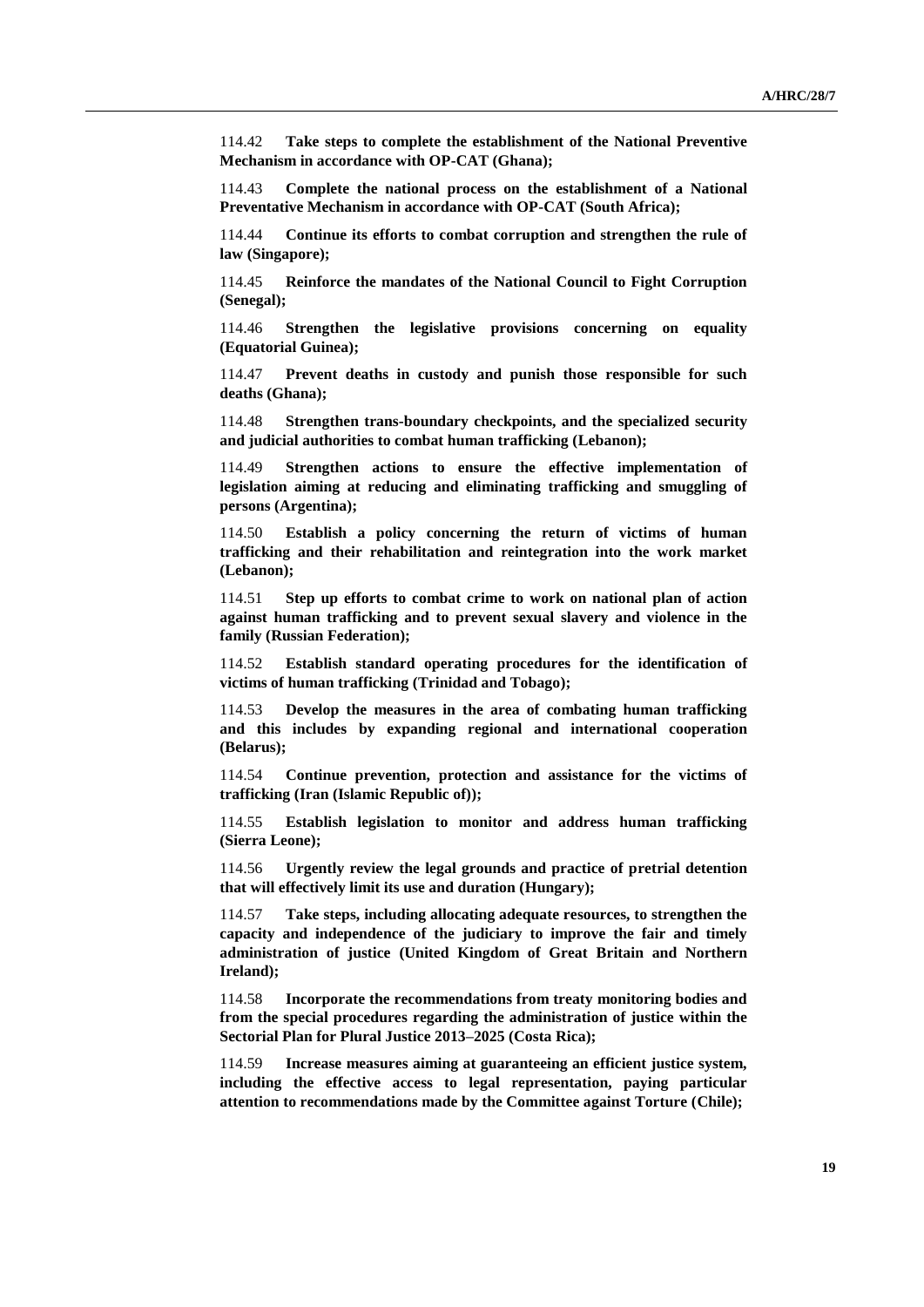114.42 **Take steps to complete the establishment of the National Preventive Mechanism in accordance with OP-CAT (Ghana);**

114.43 **Complete the national process on the establishment of a National Preventative Mechanism in accordance with OP-CAT (South Africa);**

114.44 **Continue its efforts to combat corruption and strengthen the rule of law (Singapore);**

114.45 **Reinforce the mandates of the National Council to Fight Corruption (Senegal);**

114.46 **Strengthen the legislative provisions concerning on equality (Equatorial Guinea);**

114.47 **Prevent deaths in custody and punish those responsible for such deaths (Ghana);**

114.48 **Strengthen trans-boundary checkpoints, and the specialized security and judicial authorities to combat human trafficking (Lebanon);**

114.49 **Strengthen actions to ensure the effective implementation of legislation aiming at reducing and eliminating trafficking and smuggling of persons (Argentina);**

114.50 **Establish a policy concerning the return of victims of human trafficking and their rehabilitation and reintegration into the work market (Lebanon);**

114.51 **Step up efforts to combat crime to work on national plan of action against human trafficking and to prevent sexual slavery and violence in the family (Russian Federation);**

114.52 **Establish standard operating procedures for the identification of victims of human trafficking (Trinidad and Tobago);**

114.53 **Develop the measures in the area of combating human trafficking and this includes by expanding regional and international cooperation (Belarus);**

114.54 **Continue prevention, protection and assistance for the victims of trafficking (Iran (Islamic Republic of));**

114.55 **Establish legislation to monitor and address human trafficking (Sierra Leone);**

114.56 **Urgently review the legal grounds and practice of pretrial detention that will effectively limit its use and duration (Hungary);**

114.57 **Take steps, including allocating adequate resources, to strengthen the capacity and independence of the judiciary to improve the fair and timely administration of justice (United Kingdom of Great Britain and Northern Ireland);**

114.58 **Incorporate the recommendations from treaty monitoring bodies and from the special procedures regarding the administration of justice within the Sectorial Plan for Plural Justice 2013–2025 (Costa Rica);**

114.59 **Increase measures aiming at guaranteeing an efficient justice system, including the effective access to legal representation, paying particular attention to recommendations made by the Committee against Torture (Chile);**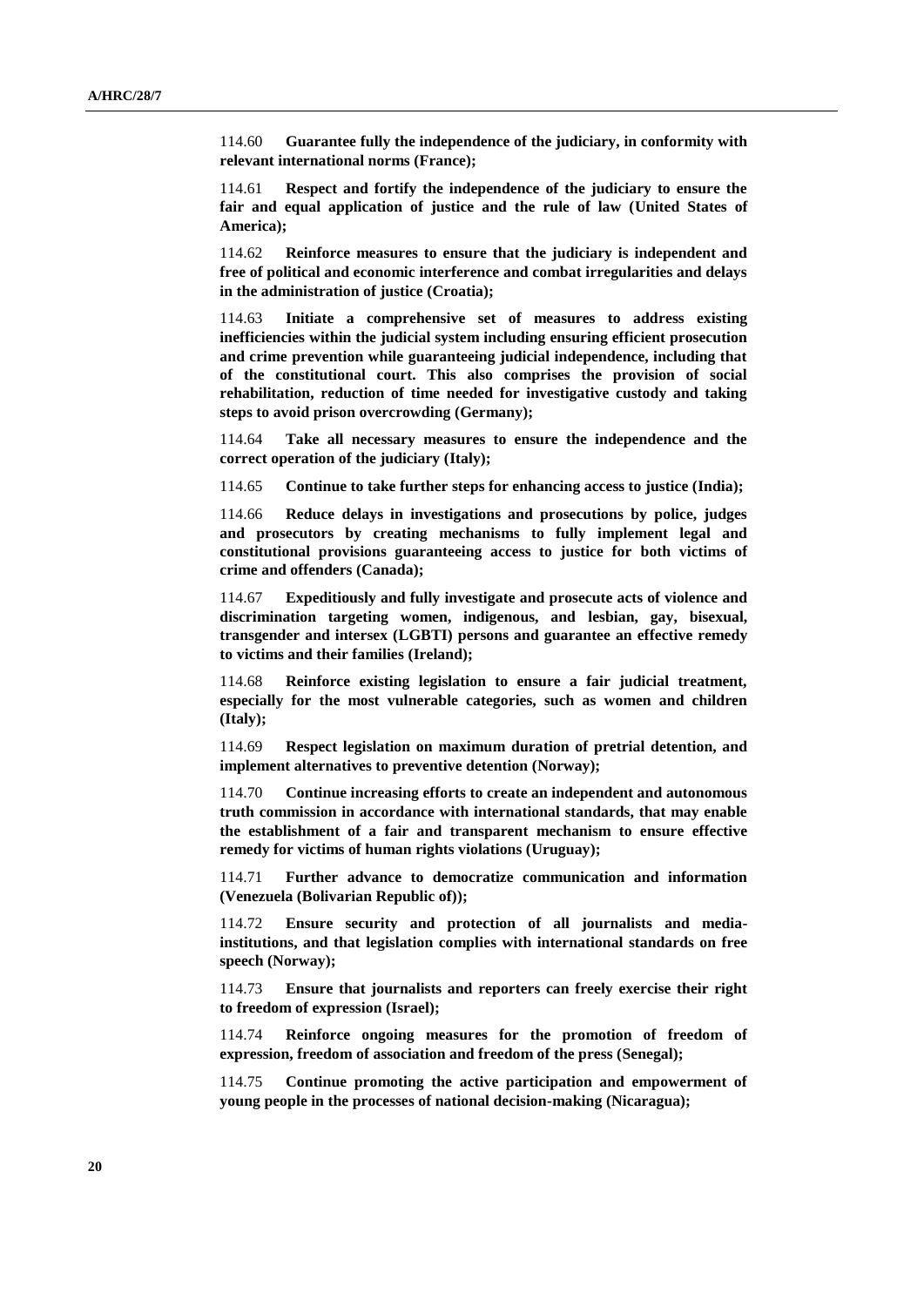114.60 **Guarantee fully the independence of the judiciary, in conformity with relevant international norms (France);**

114.61 **Respect and fortify the independence of the judiciary to ensure the fair and equal application of justice and the rule of law (United States of America);**

114.62 **Reinforce measures to ensure that the judiciary is independent and free of political and economic interference and combat irregularities and delays in the administration of justice (Croatia);**

114.63 **Initiate a comprehensive set of measures to address existing inefficiencies within the judicial system including ensuring efficient prosecution and crime prevention while guaranteeing judicial independence, including that of the constitutional court. This also comprises the provision of social rehabilitation, reduction of time needed for investigative custody and taking steps to avoid prison overcrowding (Germany);**

114.64 **Take all necessary measures to ensure the independence and the correct operation of the judiciary (Italy);**

114.65 **Continue to take further steps for enhancing access to justice (India);**

114.66 **Reduce delays in investigations and prosecutions by police, judges and prosecutors by creating mechanisms to fully implement legal and constitutional provisions guaranteeing access to justice for both victims of crime and offenders (Canada);**

114.67 **Expeditiously and fully investigate and prosecute acts of violence and discrimination targeting women, indigenous, and lesbian, gay, bisexual, transgender and intersex (LGBTI) persons and guarantee an effective remedy to victims and their families (Ireland);**

114.68 **Reinforce existing legislation to ensure a fair judicial treatment, especially for the most vulnerable categories, such as women and children (Italy);**

114.69 **Respect legislation on maximum duration of pretrial detention, and implement alternatives to preventive detention (Norway);**

114.70 **Continue increasing efforts to create an independent and autonomous truth commission in accordance with international standards, that may enable the establishment of a fair and transparent mechanism to ensure effective remedy for victims of human rights violations (Uruguay);**

114.71 **Further advance to democratize communication and information (Venezuela (Bolivarian Republic of));**

114.72 **Ensure security and protection of all journalists and media-institutions, and that legislation complies with international standards on free speech (Norway);**

114.73 **Ensure that journalists and reporters can freely exercise their right to freedom of expression (Israel);**

114.74 **Reinforce ongoing measures for the promotion of freedom of expression, freedom of association and freedom of the press (Senegal);**

114.75 **Continue promoting the active participation and empowerment of young people in the processes of national decision-making (Nicaragua);**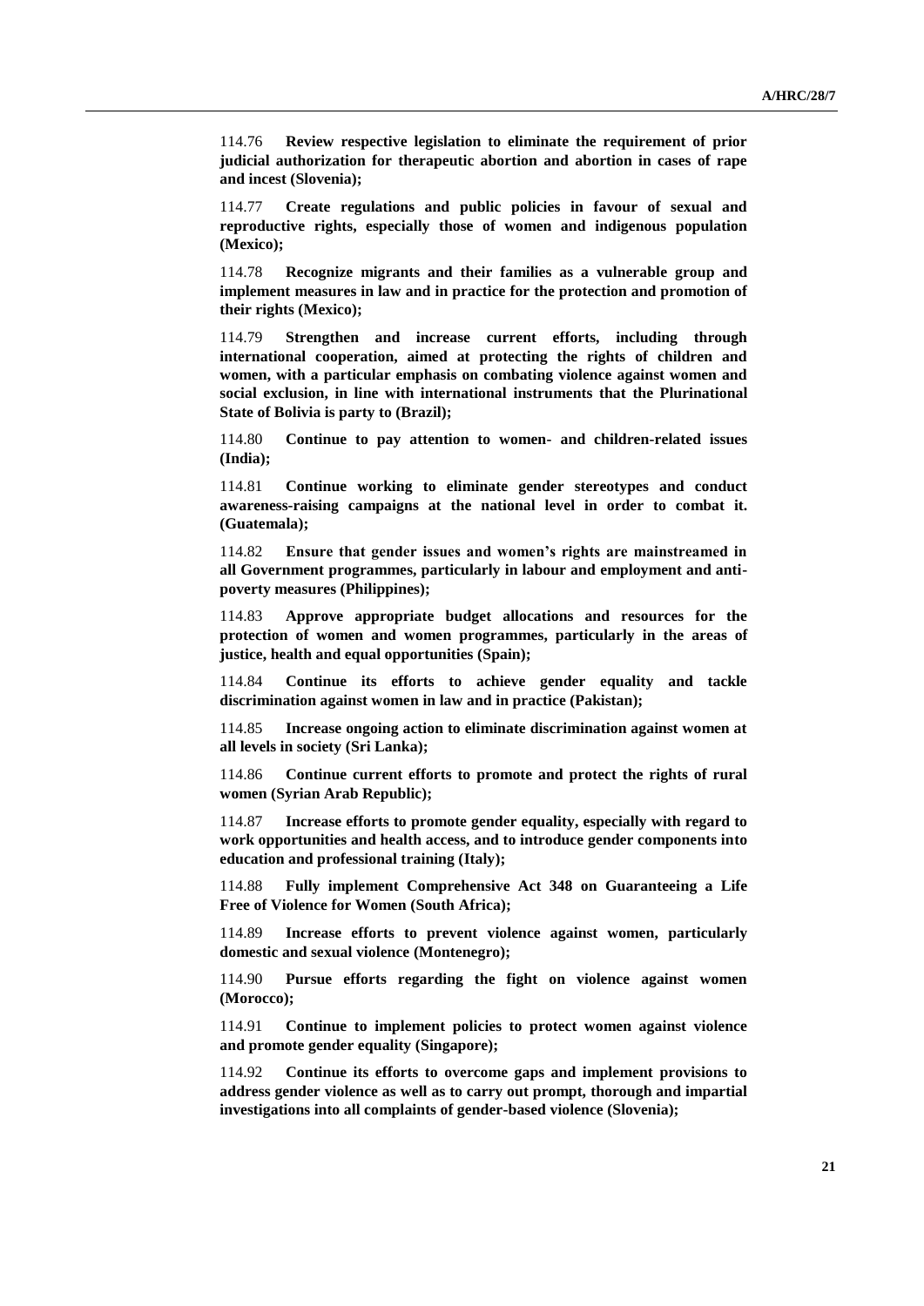114.76 **Review respective legislation to eliminate the requirement of prior judicial authorization for therapeutic abortion and abortion in cases of rape and incest (Slovenia);**

114.77 **Create regulations and public policies in favour of sexual and reproductive rights, especially those of women and indigenous population (Mexico);**

114.78 **Recognize migrants and their families as a vulnerable group and implement measures in law and in practice for the protection and promotion of their rights (Mexico);**

114.79 **Strengthen and increase current efforts, including through international cooperation, aimed at protecting the rights of children and women, with a particular emphasis on combating violence against women and social exclusion, in line with international instruments that the Plurinational State of Bolivia is party to (Brazil);**

114.80 **Continue to pay attention to women- and children-related issues (India);**

114.81 **Continue working to eliminate gender stereotypes and conduct awareness-raising campaigns at the national level in order to combat it. (Guatemala);**

114.82 **Ensure that gender issues and women's rights are mainstreamed in all Government programmes, particularly in labour and employment and anti-poverty measures (Philippines);**

114.83 **Approve appropriate budget allocations and resources for the protection of women and women programmes, particularly in the areas of justice, health and equal opportunities (Spain);**

114.84 **Continue its efforts to achieve gender equality and tackle discrimination against women in law and in practice (Pakistan);**

114.85 **Increase ongoing action to eliminate discrimination against women at all levels in society (Sri Lanka);**

114.86 **Continue current efforts to promote and protect the rights of rural women (Syrian Arab Republic);**

114.87 **Increase efforts to promote gender equality, especially with regard to work opportunities and health access, and to introduce gender components into education and professional training (Italy);**

114.88 **Fully implement Comprehensive Act 348 on Guaranteeing a Life Free of Violence for Women (South Africa);**

114.89 **Increase efforts to prevent violence against women, particularly domestic and sexual violence (Montenegro);**

114.90 **Pursue efforts regarding the fight on violence against women (Morocco);**

114.91 **Continue to implement policies to protect women against violence and promote gender equality (Singapore);**

114.92 **Continue its efforts to overcome gaps and implement provisions to address gender violence as well as to carry out prompt, thorough and impartial investigations into all complaints of gender-based violence (Slovenia);**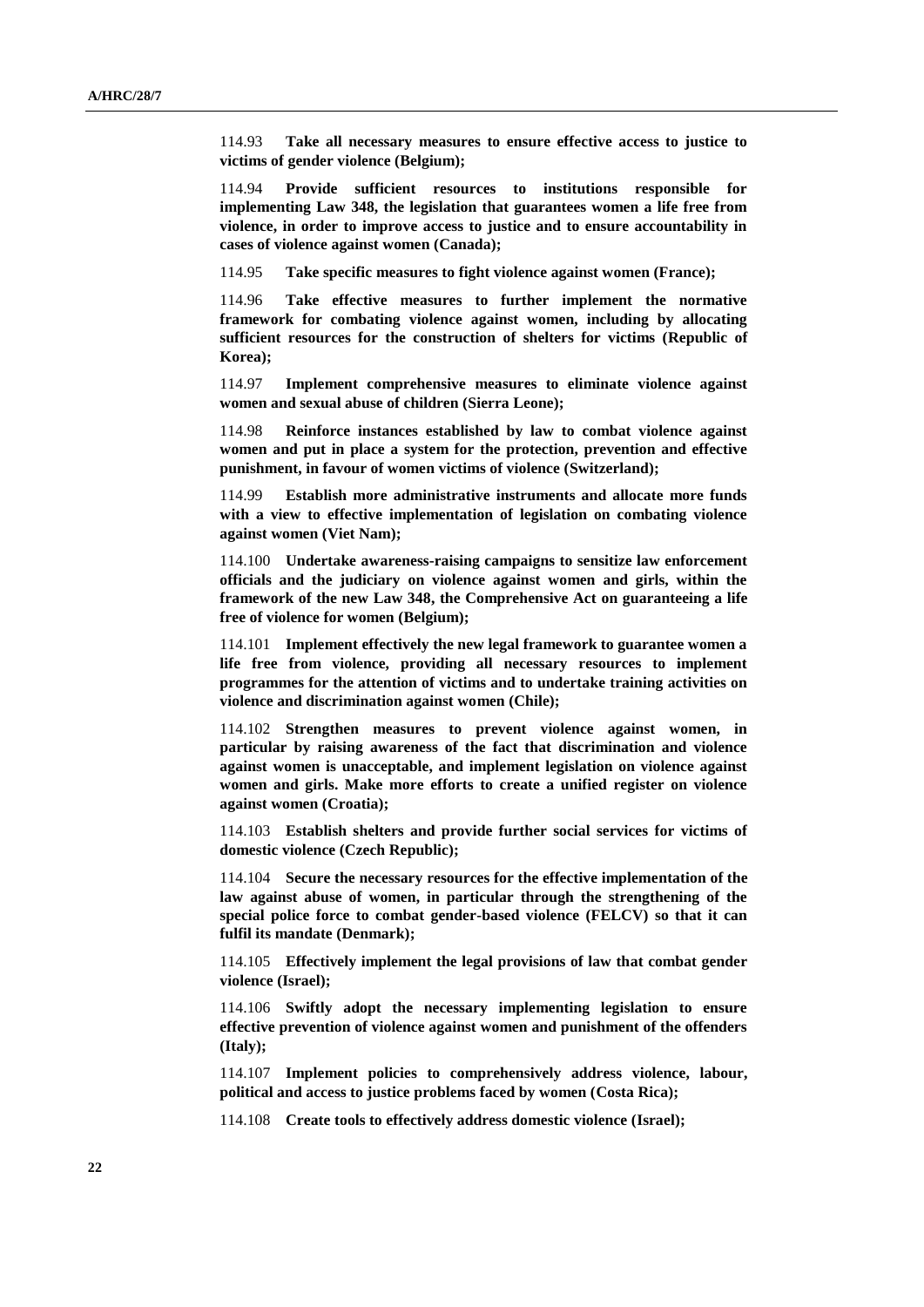114.93 **Take all necessary measures to ensure effective access to justice to victims of gender violence (Belgium);**

114.94 **Provide sufficient resources to institutions responsible for implementing Law 348, the legislation that guarantees women a life free from violence, in order to improve access to justice and to ensure accountability in cases of violence against women (Canada);**

114.95 **Take specific measures to fight violence against women (France);**

114.96 **Take effective measures to further implement the normative framework for combating violence against women, including by allocating sufficient resources for the construction of shelters for victims (Republic of Korea);**

114.97 **Implement comprehensive measures to eliminate violence against women and sexual abuse of children (Sierra Leone);**

114.98 **Reinforce instances established by law to combat violence against women and put in place a system for the protection, prevention and effective punishment, in favour of women victims of violence (Switzerland);**

114.99 **Establish more administrative instruments and allocate more funds with a view to effective implementation of legislation on combating violence against women (Viet Nam);**

114.100 **Undertake awareness-raising campaigns to sensitize law enforcement officials and the judiciary on violence against women and girls, within the framework of the new Law 348, the Comprehensive Act on guaranteeing a life free of violence for women (Belgium);**

114.101 **Implement effectively the new legal framework to guarantee women a life free from violence, providing all necessary resources to implement programmes for the attention of victims and to undertake training activities on violence and discrimination against women (Chile);**

114.102 **Strengthen measures to prevent violence against women, in particular by raising awareness of the fact that discrimination and violence against women is unacceptable, and implement legislation on violence against women and girls. Make more efforts to create a unified register on violence against women (Croatia);**

114.103 **Establish shelters and provide further social services for victims of domestic violence (Czech Republic);**

114.104 **Secure the necessary resources for the effective implementation of the law against abuse of women, in particular through the strengthening of the special police force to combat gender-based violence (FELCV) so that it can fulfil its mandate (Denmark);**

114.105 **Effectively implement the legal provisions of law that combat gender violence (Israel);**

114.106 **Swiftly adopt the necessary implementing legislation to ensure effective prevention of violence against women and punishment of the offenders (Italy);**

114.107 **Implement policies to comprehensively address violence, labour, political and access to justice problems faced by women (Costa Rica);**

114.108 **Create tools to effectively address domestic violence (Israel);**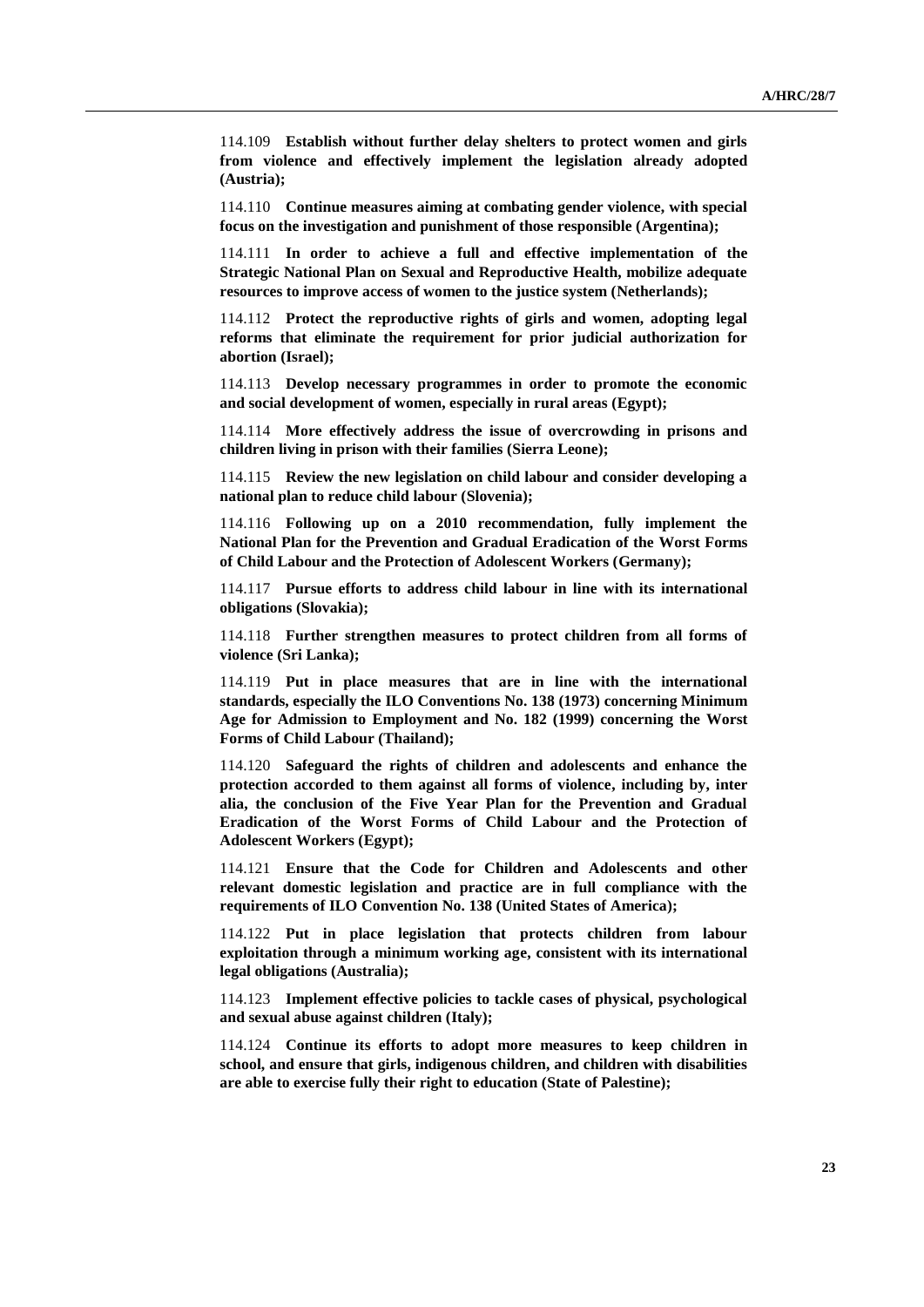114.109 **Establish without further delay shelters to protect women and girls from violence and effectively implement the legislation already adopted (Austria);**

114.110 **Continue measures aiming at combating gender violence, with special focus on the investigation and punishment of those responsible (Argentina);**

114.111 **In order to achieve a full and effective implementation of the Strategic National Plan on Sexual and Reproductive Health, mobilize adequate resources to improve access of women to the justice system (Netherlands);**

114.112 **Protect the reproductive rights of girls and women, adopting legal reforms that eliminate the requirement for prior judicial authorization for abortion (Israel);**

114.113 **Develop necessary programmes in order to promote the economic and social development of women, especially in rural areas (Egypt);**

114.114 **More effectively address the issue of overcrowding in prisons and children living in prison with their families (Sierra Leone);**

114.115 **Review the new legislation on child labour and consider developing a national plan to reduce child labour (Slovenia);**

114.116 **Following up on a 2010 recommendation, fully implement the National Plan for the Prevention and Gradual Eradication of the Worst Forms of Child Labour and the Protection of Adolescent Workers (Germany);**

114.117 **Pursue efforts to address child labour in line with its international obligations (Slovakia);**

114.118 **Further strengthen measures to protect children from all forms of violence (Sri Lanka);**

114.119 **Put in place measures that are in line with the international standards, especially the ILO Conventions No. 138 (1973) concerning Minimum Age for Admission to Employment and No. 182 (1999) concerning the Worst Forms of Child Labour (Thailand);**

114.120 **Safeguard the rights of children and adolescents and enhance the protection accorded to them against all forms of violence, including by, inter alia, the conclusion of the Five Year Plan for the Prevention and Gradual Eradication of the Worst Forms of Child Labour and the Protection of Adolescent Workers (Egypt);**

114.121 **Ensure that the Code for Children and Adolescents and other relevant domestic legislation and practice are in full compliance with the requirements of ILO Convention No. 138 (United States of America);**

114.122 **Put in place legislation that protects children from labour exploitation through a minimum working age, consistent with its international legal obligations (Australia);**

114.123 **Implement effective policies to tackle cases of physical, psychological and sexual abuse against children (Italy);**

114.124 **Continue its efforts to adopt more measures to keep children in school, and ensure that girls, indigenous children, and children with disabilities are able to exercise fully their right to education (State of Palestine);**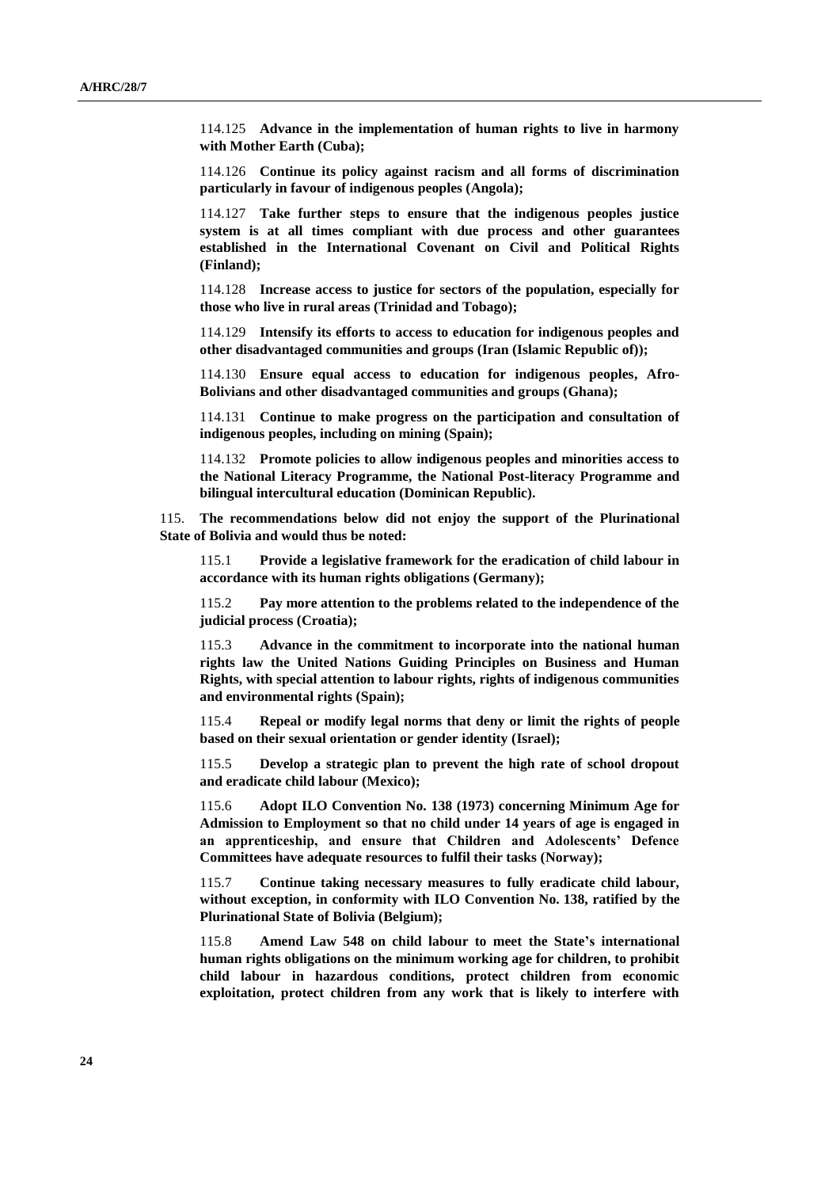114.125 **Advance in the implementation of human rights to live in harmony with Mother Earth (Cuba);**

114.126 **Continue its policy against racism and all forms of discrimination particularly in favour of indigenous peoples (Angola);**

114.127 **Take further steps to ensure that the indigenous peoples justice system is at all times compliant with due process and other guarantees established in the International Covenant on Civil and Political Rights (Finland);**

114.128 **Increase access to justice for sectors of the population, especially for those who live in rural areas (Trinidad and Tobago);**

114.129 **Intensify its efforts to access to education for indigenous peoples and other disadvantaged communities and groups (Iran (Islamic Republic of));**

114.130 **Ensure equal access to education for indigenous peoples, Afro-Bolivians and other disadvantaged communities and groups (Ghana);**

114.131 **Continue to make progress on the participation and consultation of indigenous peoples, including on mining (Spain);**

114.132 **Promote policies to allow indigenous peoples and minorities access to the National Literacy Programme, the National Post-literacy Programme and bilingual intercultural education (Dominican Republic).**

115. **The recommendations below did not enjoy the support of the Plurinational State of Bolivia and would thus be noted:**

115.1 **Provide a legislative framework for the eradication of child labour in accordance with its human rights obligations (Germany);**

115.2 **Pay more attention to the problems related to the independence of the judicial process (Croatia);**

115.3 **Advance in the commitment to incorporate into the national human rights law the United Nations Guiding Principles on Business and Human Rights, with special attention to labour rights, rights of indigenous communities and environmental rights (Spain);**

115.4 **Repeal or modify legal norms that deny or limit the rights of people based on their sexual orientation or gender identity (Israel);**

115.5 **Develop a strategic plan to prevent the high rate of school dropout and eradicate child labour (Mexico);**

115.6 **Adopt ILO Convention No. 138 (1973) concerning Minimum Age for Admission to Employment so that no child under 14 years of age is engaged in an apprenticeship, and ensure that Children and Adolescents' Defence Committees have adequate resources to fulfil their tasks (Norway);**

115.7 **Continue taking necessary measures to fully eradicate child labour, without exception, in conformity with ILO Convention No. 138, ratified by the Plurinational State of Bolivia (Belgium);**

115.8 **Amend Law 548 on child labour to meet the State's international human rights obligations on the minimum working age for children, to prohibit child labour in hazardous conditions, protect children from economic exploitation, protect children from any work that is likely to interfere with**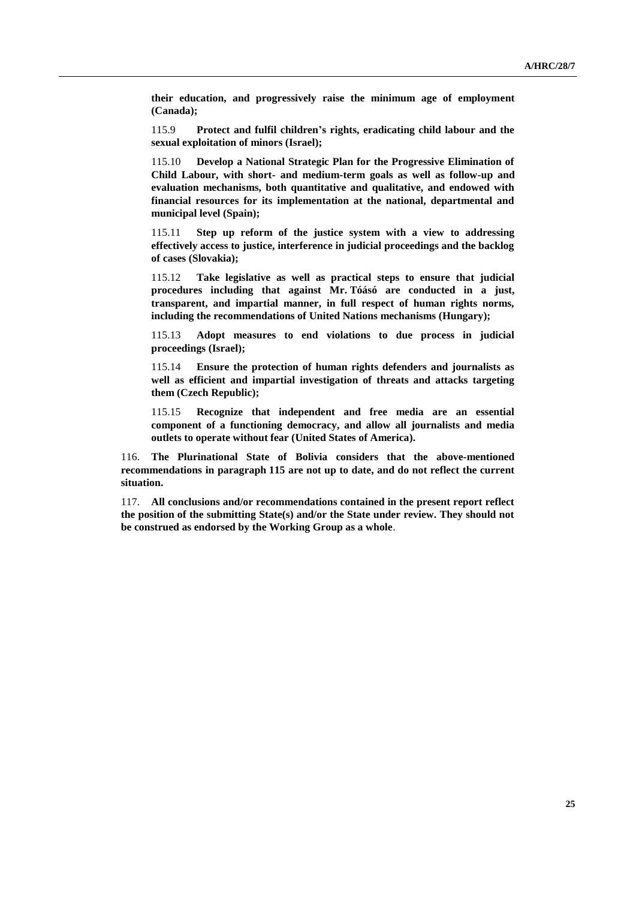**their education, and progressively raise the minimum age of employment (Canada);**

115.9 **Protect and fulfil children's rights, eradicating child labour and the sexual exploitation of minors (Israel);**

115.10 **Develop a National Strategic Plan for the Progressive Elimination of Child Labour, with short- and medium-term goals as well as follow-up and evaluation mechanisms, both quantitative and qualitative, and endowed with financial resources for its implementation at the national, departmental and municipal level (Spain);**

115.11 **Step up reform of the justice system with a view to addressing effectively access to justice, interference in judicial proceedings and the backlog of cases (Slovakia);**

115.12 **Take legislative as well as practical steps to ensure that judicial procedures including that against Mr. Tóásó are conducted in a just, transparent, and impartial manner, in full respect of human rights norms, including the recommendations of United Nations mechanisms (Hungary);**

115.13 **Adopt measures to end violations to due process in judicial proceedings (Israel);**

115.14 **Ensure the protection of human rights defenders and journalists as well as efficient and impartial investigation of threats and attacks targeting them (Czech Republic);**

115.15 **Recognize that independent and free media are an essential component of a functioning democracy, and allow all journalists and media outlets to operate without fear (United States of America).**

116. **The Plurinational State of Bolivia considers that the above-mentioned recommendations in paragraph 115 are not up to date, and do not reflect the current situation.**

117. **All conclusions and/or recommendations contained in the present report reflect the position of the submitting State(s) and/or the State under review. They should not be construed as endorsed by the Working Group as a whole**.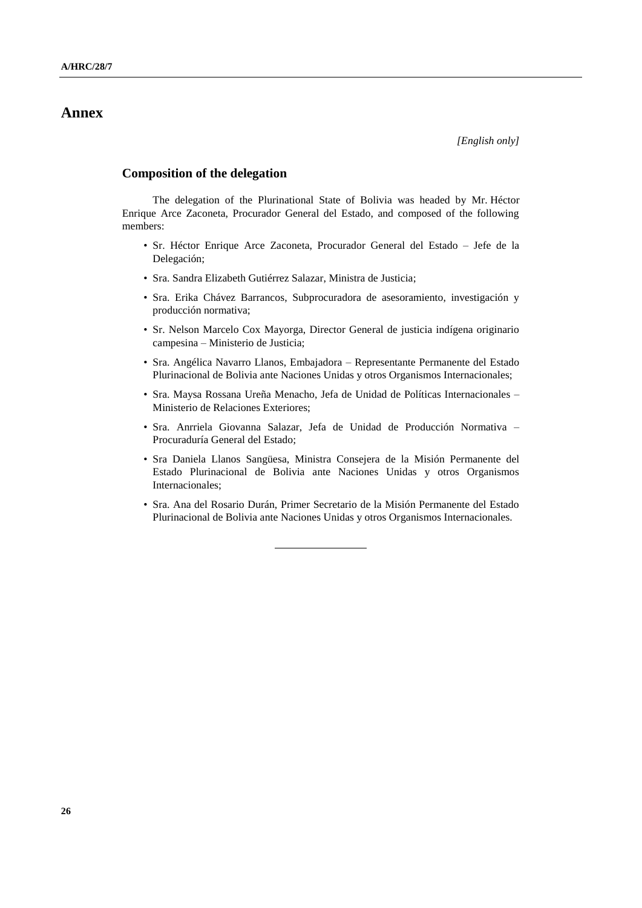# Annex

*[English only]*

## Composition of the delegation

The delegation of the Plurinational State of Bolivia was headed by Mr. Héctor Enrique Arce Zaconeta, Procurador General del Estado, and composed of the following members:

- Sr. Héctor Enrique Arce Zaconeta, Procurador General del Estado – Jefe de la Delegación;
- Sra. Sandra Elizabeth Gutiérrez Salazar, Ministra de Justicia;
- Sra. Erika Chávez Barrancos, Subprocuradora de asesoramiento, investigación y producción normativa;
- Sr. Nelson Marcelo Cox Mayorga, Director General de justicia indígena originario campesina – Ministerio de Justicia;
- Sra. Angélica Navarro Llanos, Embajadora – Representante Permanente del Estado Plurinacional de Bolivia ante Naciones Unidas y otros Organismos Internacionales;
- Sra. Maysa Rossana Ureña Menacho, Jefa de Unidad de Políticas Internacionales – Ministerio de Relaciones Exteriores;
- Sra. Anrriela Giovanna Salazar, Jefa de Unidad de Producción Normativa – Procuraduría General del Estado;
- Sra Daniela Llanos Sangüesa, Ministra Consejera de la Misión Permanente del Estado Plurinacional de Bolivia ante Naciones Unidas y otros Organismos Internacionales;
- Sra. Ana del Rosario Durán, Primer Secretario de la Misión Permanente del Estado Plurinacional de Bolivia ante Naciones Unidas y otros Organismos Internacionales.